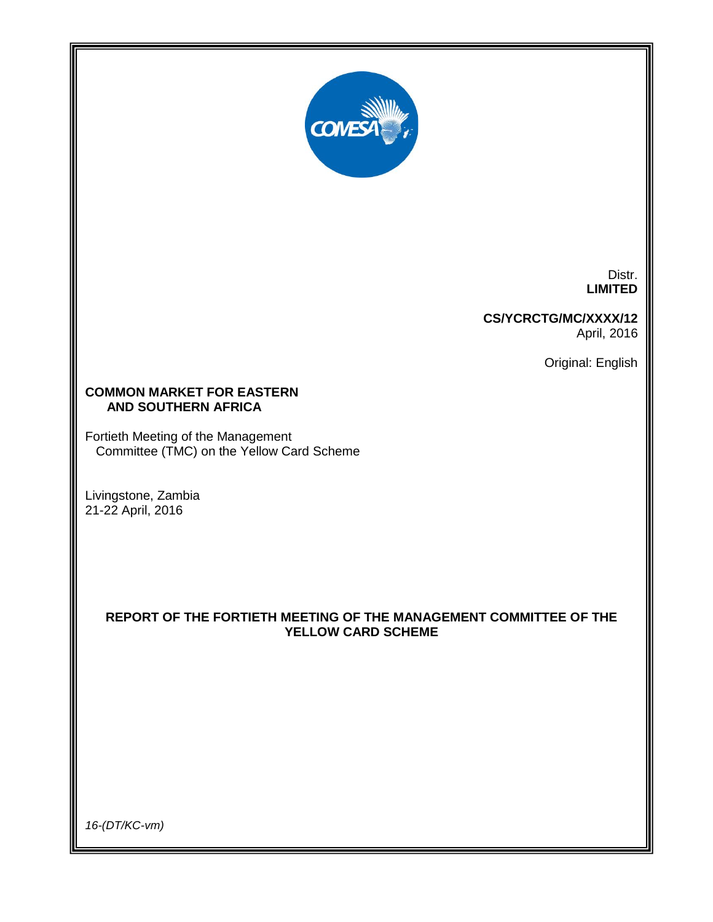Distr.
**LIMITED**

**CS/YCRCTG/MC/XXXX/12**
April, 2016

Original: English

**COMMON MARKET FOR EASTERN AND SOUTHERN AFRICA**

Fortieth Meeting of the Management Committee (TMC) on the Yellow Card Scheme

Livingstone, Zambia
21-22 April, 2016

# REPORT OF THE FORTIETH MEETING OF THE MANAGEMENT COMMITTEE OF THE YELLOW CARD SCHEME

*16-(DT/KC-vm)*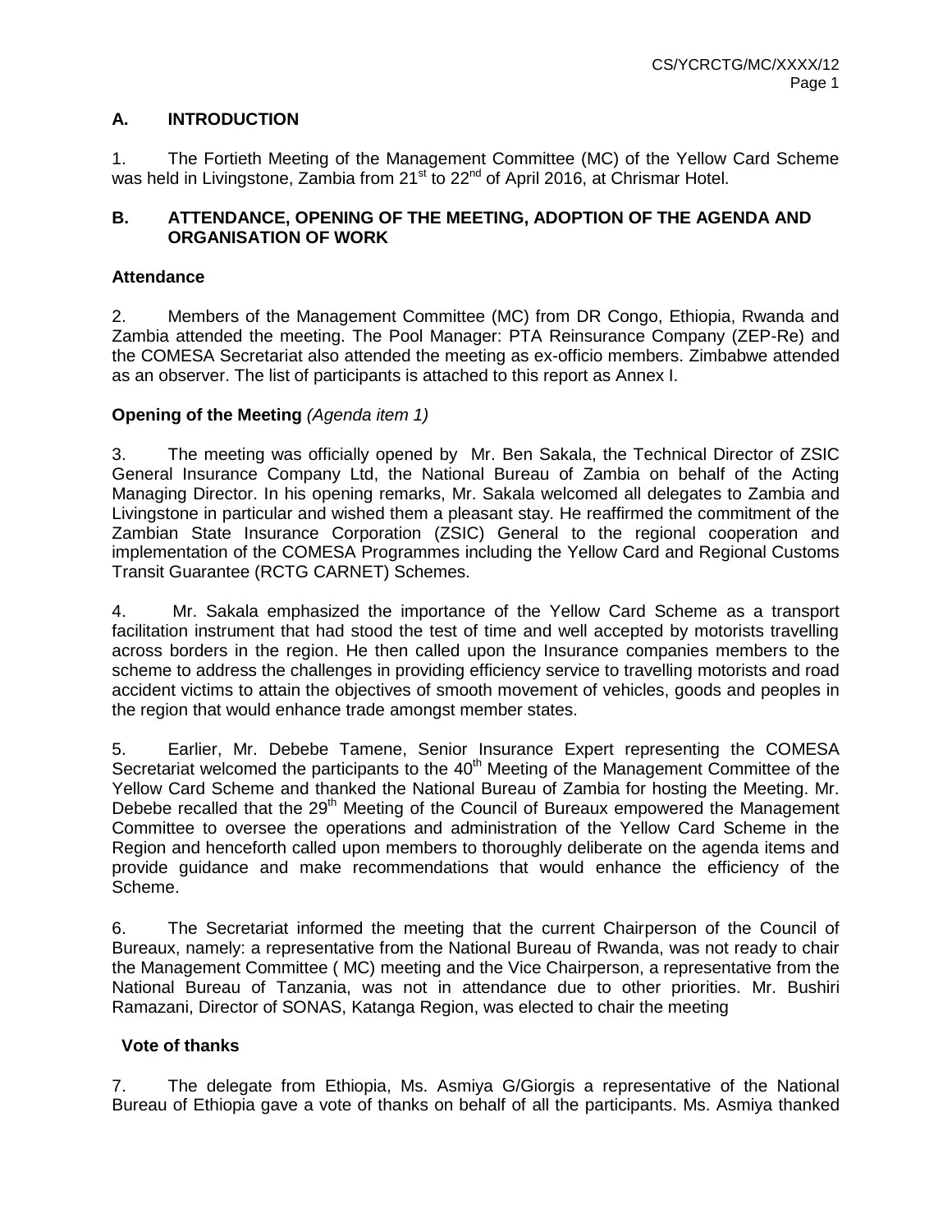## A. INTRODUCTION

1. The Fortieth Meeting of the Management Committee (MC) of the Yellow Card Scheme was held in Livingstone, Zambia from 21st to 22nd of April 2016, at Chrismar Hotel.

## B. ATTENDANCE, OPENING OF THE MEETING, ADOPTION OF THE AGENDA AND ORGANISATION OF WORK

### Attendance

2. Members of the Management Committee (MC) from DR Congo, Ethiopia, Rwanda and Zambia attended the meeting. The Pool Manager: PTA Reinsurance Company (ZEP-Re) and the COMESA Secretariat also attended the meeting as ex-officio members. Zimbabwe attended as an observer. The list of participants is attached to this report as Annex I.

### Opening of the Meeting *(Agenda item 1)*

3. The meeting was officially opened by Mr. Ben Sakala, the Technical Director of ZSIC General Insurance Company Ltd, the National Bureau of Zambia on behalf of the Acting Managing Director. In his opening remarks, Mr. Sakala welcomed all delegates to Zambia and Livingstone in particular and wished them a pleasant stay. He reaffirmed the commitment of the Zambian State Insurance Corporation (ZSIC) General to the regional cooperation and implementation of the COMESA Programmes including the Yellow Card and Regional Customs Transit Guarantee (RCTG CARNET) Schemes.

4. Mr. Sakala emphasized the importance of the Yellow Card Scheme as a transport facilitation instrument that had stood the test of time and well accepted by motorists travelling across borders in the region. He then called upon the Insurance companies members to the scheme to address the challenges in providing efficiency service to travelling motorists and road accident victims to attain the objectives of smooth movement of vehicles, goods and peoples in the region that would enhance trade amongst member states.

5. Earlier, Mr. Debebe Tamene, Senior Insurance Expert representing the COMESA Secretariat welcomed the participants to the 40th Meeting of the Management Committee of the Yellow Card Scheme and thanked the National Bureau of Zambia for hosting the Meeting. Mr. Debebe recalled that the 29th Meeting of the Council of Bureaux empowered the Management Committee to oversee the operations and administration of the Yellow Card Scheme in the Region and henceforth called upon members to thoroughly deliberate on the agenda items and provide guidance and make recommendations that would enhance the efficiency of the Scheme.

6. The Secretariat informed the meeting that the current Chairperson of the Council of Bureaux, namely: a representative from the National Bureau of Rwanda, was not ready to chair the Management Committee ( MC) meeting and the Vice Chairperson, a representative from the National Bureau of Tanzania, was not in attendance due to other priorities. Mr. Bushiri Ramazani, Director of SONAS, Katanga Region, was elected to chair the meeting

### Vote of thanks

7. The delegate from Ethiopia, Ms. Asmiya G/Giorgis a representative of the National Bureau of Ethiopia gave a vote of thanks on behalf of all the participants. Ms. Asmiya thanked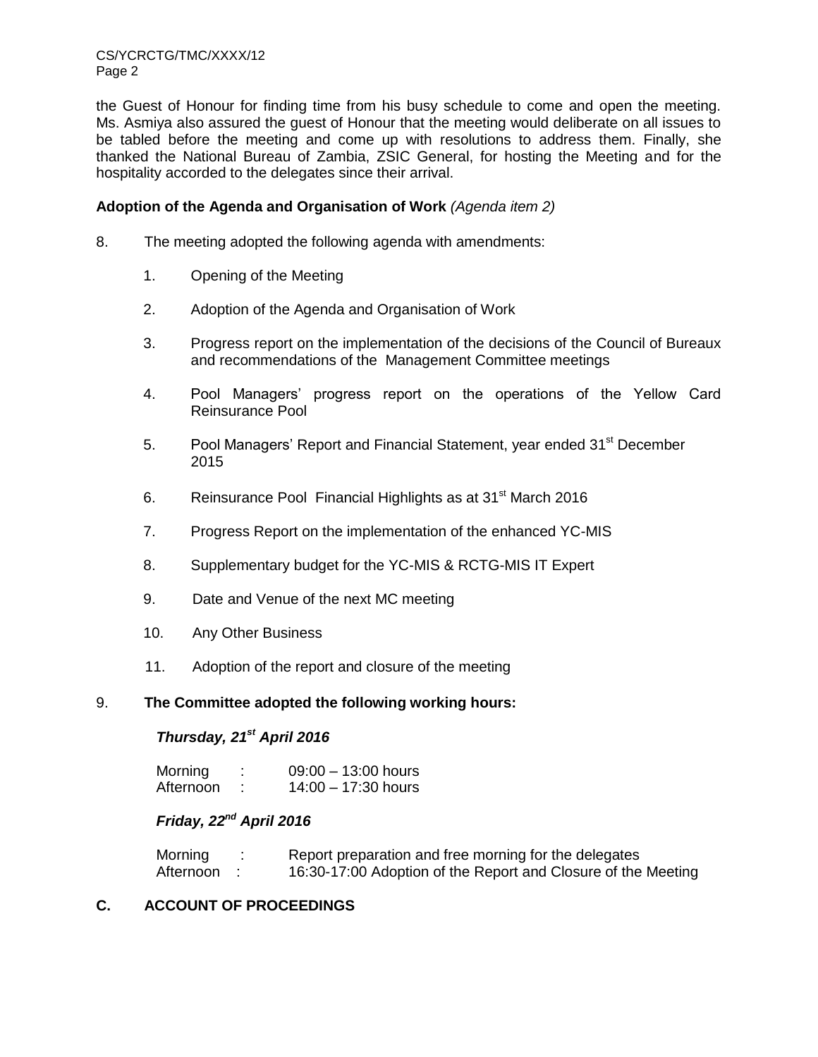the Guest of Honour for finding time from his busy schedule to come and open the meeting. Ms. Asmiya also assured the guest of Honour that the meeting would deliberate on all issues to be tabled before the meeting and come up with resolutions to address them. Finally, she thanked the National Bureau of Zambia, ZSIC General, for hosting the Meeting and for the hospitality accorded to the delegates since their arrival.

**Adoption of the Agenda and Organisation of Work** *(Agenda item 2)*

8. The meeting adopted the following agenda with amendments:

   1. Opening of the Meeting
   2. Adoption of the Agenda and Organisation of Work
   3. Progress report on the implementation of the decisions of the Council of Bureaux and recommendations of the Management Committee meetings
   4. Pool Managers' progress report on the operations of the Yellow Card Reinsurance Pool
   5. Pool Managers' Report and Financial Statement, year ended 31st December 2015
   6. Reinsurance Pool Financial Highlights as at 31st March 2016
   7. Progress Report on the implementation of the enhanced YC-MIS
   8. Supplementary budget for the YC-MIS & RCTG-MIS IT Expert
   9. Date and Venue of the next MC meeting
   10. Any Other Business
   11. Adoption of the report and closure of the meeting

9. **The Committee adopted the following working hours:**

***Thursday, 21st April 2016***

| | | |
|---|---|---|
| Morning | : | 09:00 – 13:00 hours |
| Afternoon | : | 14:00 – 17:30 hours |

***Friday, 22nd April 2016***

| | | |
|---|---|---|
| Morning | : | Report preparation and free morning for the delegates |
| Afternoon | : | 16:30-17:00 Adoption of the Report and Closure of the Meeting |

## C. ACCOUNT OF PROCEEDINGS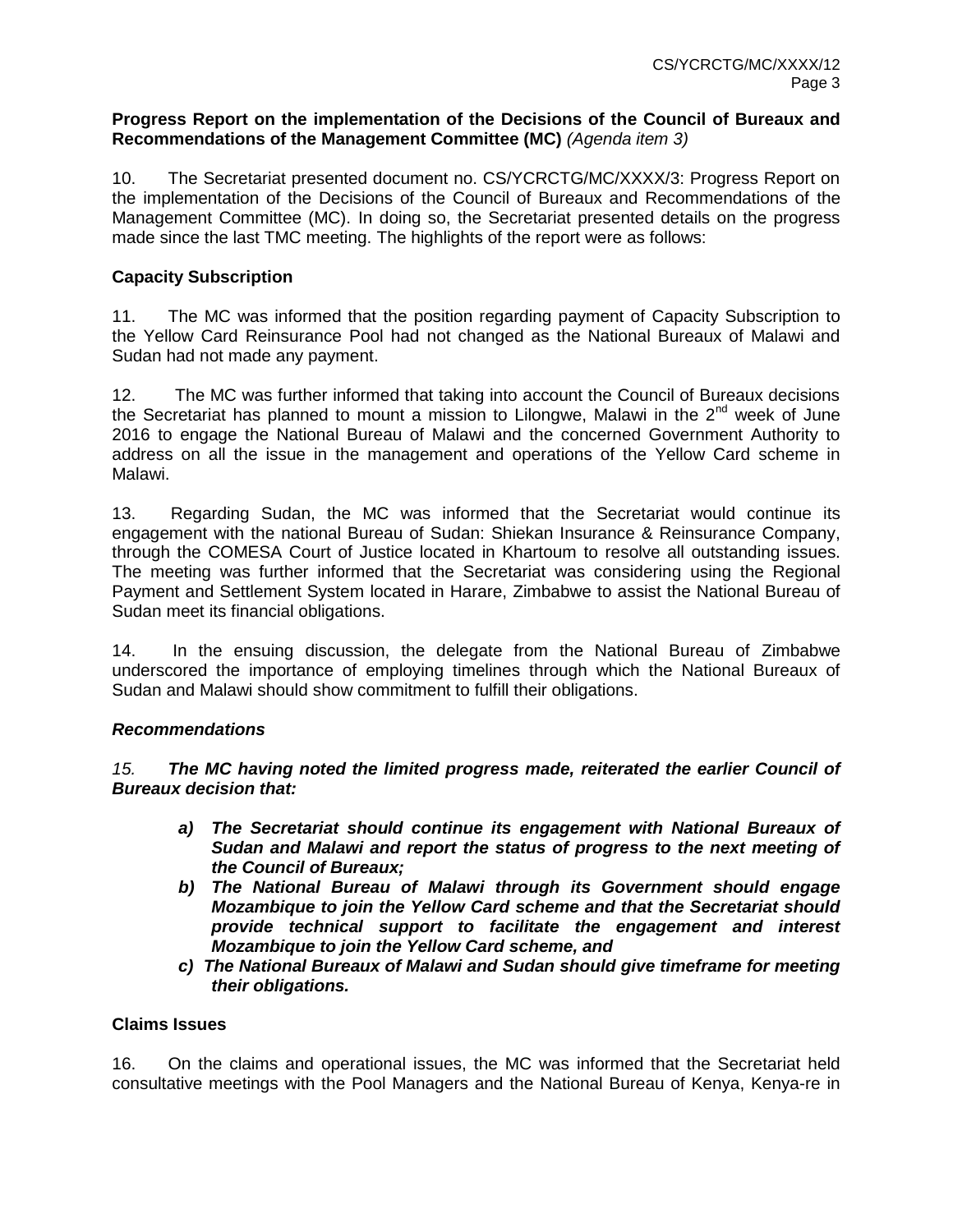**Progress Report on the implementation of the Decisions of the Council of Bureaux and Recommendations of the Management Committee (MC)** *(Agenda item 3)*

10. The Secretariat presented document no. CS/YCRCTG/MC/XXXX/3: Progress Report on the implementation of the Decisions of the Council of Bureaux and Recommendations of the Management Committee (MC). In doing so, the Secretariat presented details on the progress made since the last TMC meeting. The highlights of the report were as follows:

**Capacity Subscription**

11. The MC was informed that the position regarding payment of Capacity Subscription to the Yellow Card Reinsurance Pool had not changed as the National Bureaux of Malawi and Sudan had not made any payment.

12. The MC was further informed that taking into account the Council of Bureaux decisions the Secretariat has planned to mount a mission to Lilongwe, Malawi in the 2nd week of June 2016 to engage the National Bureau of Malawi and the concerned Government Authority to address on all the issue in the management and operations of the Yellow Card scheme in Malawi.

13. Regarding Sudan, the MC was informed that the Secretariat would continue its engagement with the national Bureau of Sudan: Shiekan Insurance & Reinsurance Company, through the COMESA Court of Justice located in Khartoum to resolve all outstanding issues. The meeting was further informed that the Secretariat was considering using the Regional Payment and Settlement System located in Harare, Zimbabwe to assist the National Bureau of Sudan meet its financial obligations.

14. In the ensuing discussion, the delegate from the National Bureau of Zimbabwe underscored the importance of employing timelines through which the National Bureaux of Sudan and Malawi should show commitment to fulfill their obligations.

***Recommendations***

*15.* ***The MC having noted the limited progress made, reiterated the earlier Council of Bureaux decision that:***

- ***a) The Secretariat should continue its engagement with National Bureaux of Sudan and Malawi and report the status of progress to the next meeting of the Council of Bureaux;***
- ***b) The National Bureau of Malawi through its Government should engage Mozambique to join the Yellow Card scheme and that the Secretariat should provide technical support to facilitate the engagement and interest Mozambique to join the Yellow Card scheme, and***
- ***c) The National Bureaux of Malawi and Sudan should give timeframe for meeting their obligations.***

**Claims Issues**

16. On the claims and operational issues, the MC was informed that the Secretariat held consultative meetings with the Pool Managers and the National Bureau of Kenya, Kenya-re in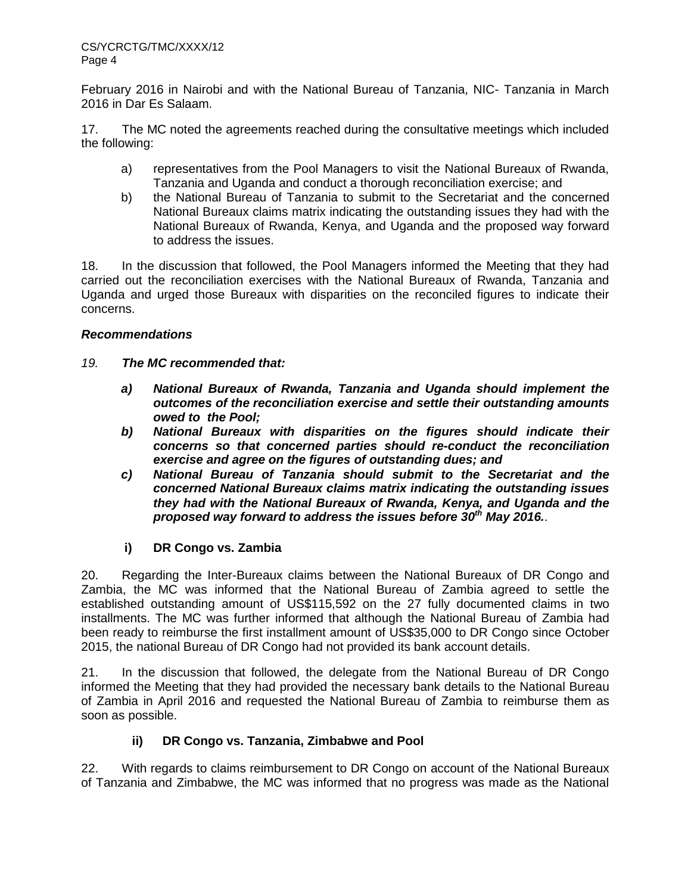February 2016 in Nairobi and with the National Bureau of Tanzania, NIC- Tanzania in March 2016 in Dar Es Salaam.

17. The MC noted the agreements reached during the consultative meetings which included the following:

a) representatives from the Pool Managers to visit the National Bureaux of Rwanda, Tanzania and Uganda and conduct a thorough reconciliation exercise; and
b) the National Bureau of Tanzania to submit to the Secretariat and the concerned National Bureaux claims matrix indicating the outstanding issues they had with the National Bureaux of Rwanda, Kenya, and Uganda and the proposed way forward to address the issues.

18. In the discussion that followed, the Pool Managers informed the Meeting that they had carried out the reconciliation exercises with the National Bureaux of Rwanda, Tanzania and Uganda and urged those Bureaux with disparities on the reconciled figures to indicate their concerns.

***Recommendations***

*19.* ***The MC recommended that:***

***a) National Bureaux of Rwanda, Tanzania and Uganda should implement the outcomes of the reconciliation exercise and settle their outstanding amounts owed to the Pool;***
***b) National Bureaux with disparities on the figures should indicate their concerns so that concerned parties should re-conduct the reconciliation exercise and agree on the figures of outstanding dues; and***
***c) National Bureau of Tanzania should submit to the Secretariat and the concerned National Bureaux claims matrix indicating the outstanding issues they had with the National Bureaux of Rwanda, Kenya, and Uganda and the proposed way forward to address the issues before 30th May 2016.***.

**i) DR Congo vs. Zambia**

20. Regarding the Inter-Bureaux claims between the National Bureaux of DR Congo and Zambia, the MC was informed that the National Bureau of Zambia agreed to settle the established outstanding amount of US$115,592 on the 27 fully documented claims in two installments. The MC was further informed that although the National Bureau of Zambia had been ready to reimburse the first installment amount of US$35,000 to DR Congo since October 2015, the national Bureau of DR Congo had not provided its bank account details.

21. In the discussion that followed, the delegate from the National Bureau of DR Congo informed the Meeting that they had provided the necessary bank details to the National Bureau of Zambia in April 2016 and requested the National Bureau of Zambia to reimburse them as soon as possible.

**ii) DR Congo vs. Tanzania, Zimbabwe and Pool**

22. With regards to claims reimbursement to DR Congo on account of the National Bureaux of Tanzania and Zimbabwe, the MC was informed that no progress was made as the National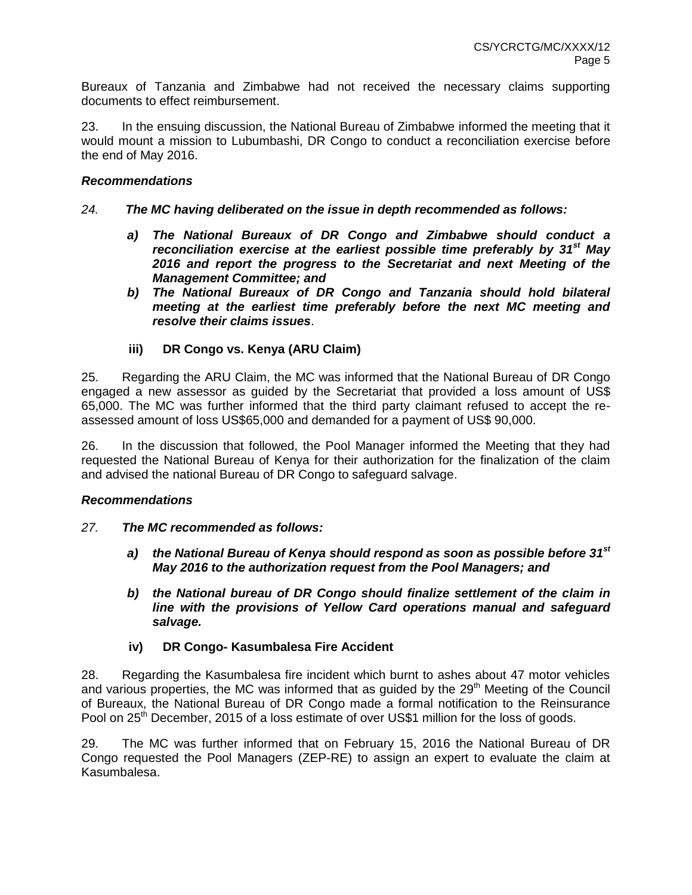Bureaux of Tanzania and Zimbabwe had not received the necessary claims supporting documents to effect reimbursement.

23. In the ensuing discussion, the National Bureau of Zimbabwe informed the meeting that it would mount a mission to Lubumbashi, DR Congo to conduct a reconciliation exercise before the end of May 2016.

***Recommendations***

*24.* ***The MC having deliberated on the issue in depth recommended as follows:***

- ***a) The National Bureaux of DR Congo and Zimbabwe should conduct a reconciliation exercise at the earliest possible time preferably by 31st May 2016 and report the progress to the Secretariat and next Meeting of the Management Committee; and***
- ***b) The National Bureaux of DR Congo and Tanzania should hold bilateral meeting at the earliest time preferably before the next MC meeting and resolve their claims issues***.

**iii) DR Congo vs. Kenya (ARU Claim)**

25. Regarding the ARU Claim, the MC was informed that the National Bureau of DR Congo engaged a new assessor as guided by the Secretariat that provided a loss amount of US$ 65,000. The MC was further informed that the third party claimant refused to accept the re-assessed amount of loss US$65,000 and demanded for a payment of US$ 90,000.

26. In the discussion that followed, the Pool Manager informed the Meeting that they had requested the National Bureau of Kenya for their authorization for the finalization of the claim and advised the national Bureau of DR Congo to safeguard salvage.

***Recommendations***

*27.* ***The MC recommended as follows:***

- ***a) the National Bureau of Kenya should respond as soon as possible before 31st May 2016 to the authorization request from the Pool Managers; and***
- ***b) the National bureau of DR Congo should finalize settlement of the claim in line with the provisions of Yellow Card operations manual and safeguard salvage.***

**iv) DR Congo- Kasumbalesa Fire Accident**

28. Regarding the Kasumbalesa fire incident which burnt to ashes about 47 motor vehicles and various properties, the MC was informed that as guided by the 29th Meeting of the Council of Bureaux, the National Bureau of DR Congo made a formal notification to the Reinsurance Pool on 25th December, 2015 of a loss estimate of over US$1 million for the loss of goods.

29. The MC was further informed that on February 15, 2016 the National Bureau of DR Congo requested the Pool Managers (ZEP-RE) to assign an expert to evaluate the claim at Kasumbalesa.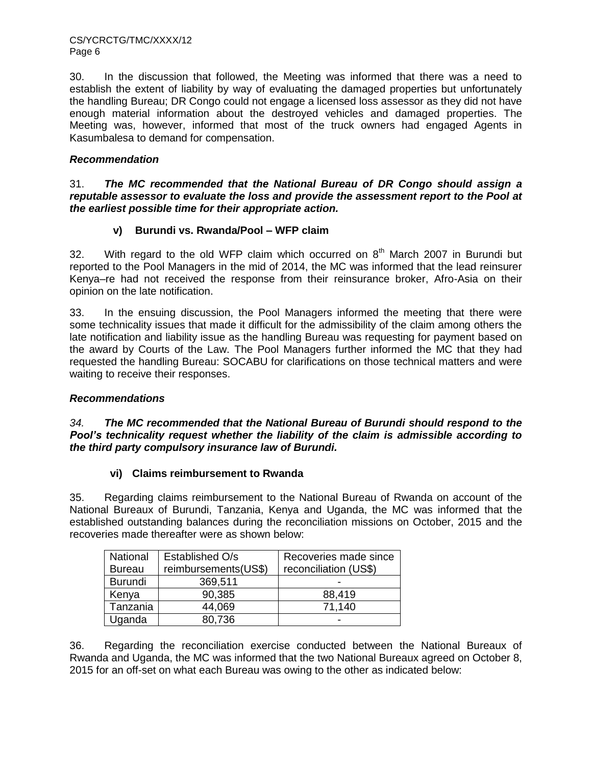30. In the discussion that followed, the Meeting was informed that there was a need to establish the extent of liability by way of evaluating the damaged properties but unfortunately the handling Bureau; DR Congo could not engage a licensed loss assessor as they did not have enough material information about the destroyed vehicles and damaged properties. The Meeting was, however, informed that most of the truck owners had engaged Agents in Kasumbalesa to demand for compensation.

***Recommendation***

31. ***The MC recommended that the National Bureau of DR Congo should assign a reputable assessor to evaluate the loss and provide the assessment report to the Pool at the earliest possible time for their appropriate action.***

**v) Burundi vs. Rwanda/Pool – WFP claim**

32. With regard to the old WFP claim which occurred on 8th March 2007 in Burundi but reported to the Pool Managers in the mid of 2014, the MC was informed that the lead reinsurer Kenya–re had not received the response from their reinsurance broker, Afro-Asia on their opinion on the late notification.

33. In the ensuing discussion, the Pool Managers informed the meeting that there were some technicality issues that made it difficult for the admissibility of the claim among others the late notification and liability issue as the handling Bureau was requesting for payment based on the award by Courts of the Law. The Pool Managers further informed the MC that they had requested the handling Bureau: SOCABU for clarifications on those technical matters and were waiting to receive their responses.

***Recommendations***

*34.* ***The MC recommended that the National Bureau of Burundi should respond to the Pool's technicality request whether the liability of the claim is admissible according to the third party compulsory insurance law of Burundi.***

**vi) Claims reimbursement to Rwanda**

35. Regarding claims reimbursement to the National Bureau of Rwanda on account of the National Bureaux of Burundi, Tanzania, Kenya and Uganda, the MC was informed that the established outstanding balances during the reconciliation missions on October, 2015 and the recoveries made thereafter were as shown below:

| National Bureau | Established O/s reimbursements(US$) | Recoveries made since reconciliation (US$) |
|---|---|---|
| Burundi | 369,511 | - |
| Kenya | 90,385 | 88,419 |
| Tanzania | 44,069 | 71,140 |
| Uganda | 80,736 | - |

36. Regarding the reconciliation exercise conducted between the National Bureaux of Rwanda and Uganda, the MC was informed that the two National Bureaux agreed on October 8, 2015 for an off-set on what each Bureau was owing to the other as indicated below: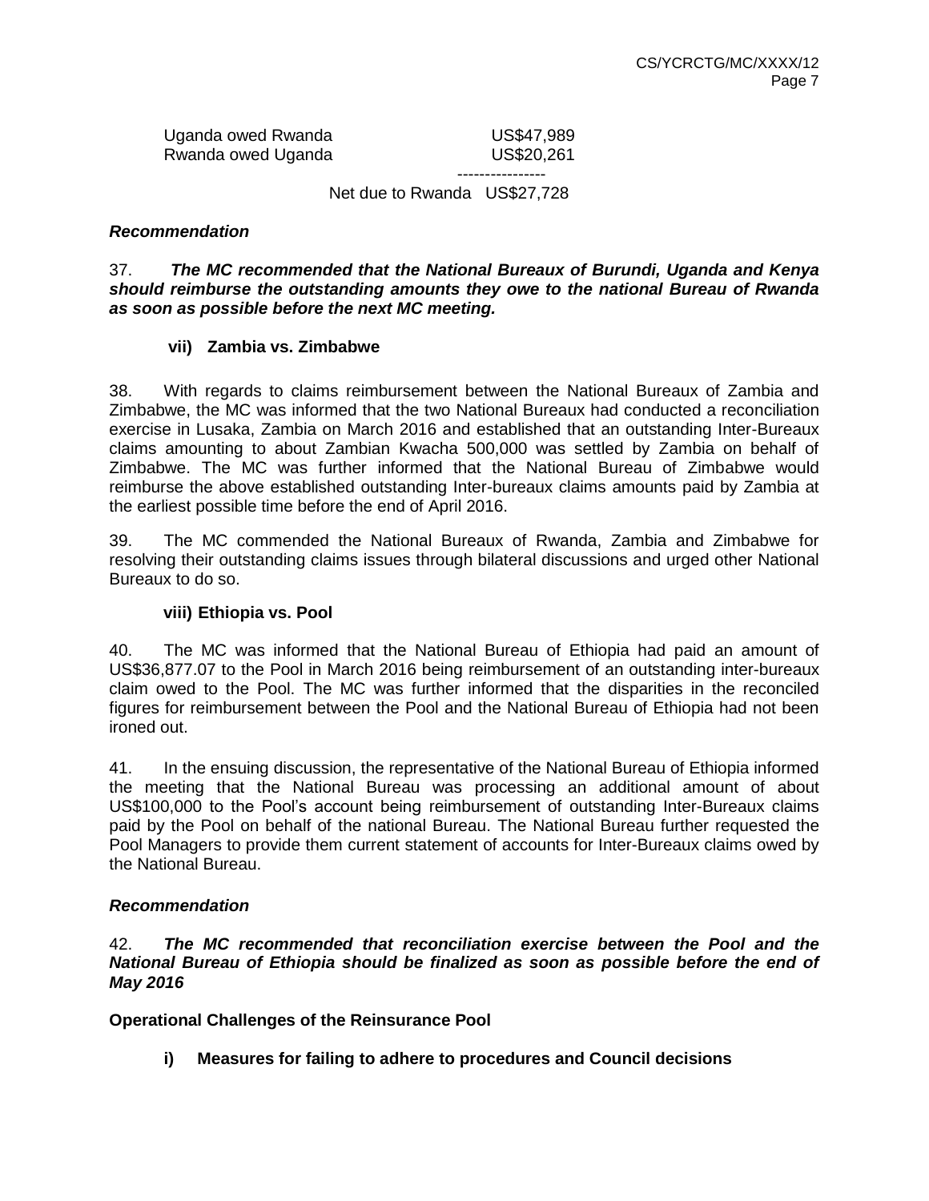| | |
|---|---|
| Uganda owed Rwanda | US$47,989 |
| Rwanda owed Uganda | US$20,261 |
| | ---------------- |
| Net due to Rwanda | US$27,728 |

***Recommendation***

37. ***The MC recommended that the National Bureaux of Burundi, Uganda and Kenya should reimburse the outstanding amounts they owe to the national Bureau of Rwanda as soon as possible before the next MC meeting.***

**vii) Zambia vs. Zimbabwe**

38. With regards to claims reimbursement between the National Bureaux of Zambia and Zimbabwe, the MC was informed that the two National Bureaux had conducted a reconciliation exercise in Lusaka, Zambia on March 2016 and established that an outstanding Inter-Bureaux claims amounting to about Zambian Kwacha 500,000 was settled by Zambia on behalf of Zimbabwe. The MC was further informed that the National Bureau of Zimbabwe would reimburse the above established outstanding Inter-bureaux claims amounts paid by Zambia at the earliest possible time before the end of April 2016.

39. The MC commended the National Bureaux of Rwanda, Zambia and Zimbabwe for resolving their outstanding claims issues through bilateral discussions and urged other National Bureaux to do so.

**viii) Ethiopia vs. Pool**

40. The MC was informed that the National Bureau of Ethiopia had paid an amount of US$36,877.07 to the Pool in March 2016 being reimbursement of an outstanding inter-bureaux claim owed to the Pool. The MC was further informed that the disparities in the reconciled figures for reimbursement between the Pool and the National Bureau of Ethiopia had not been ironed out.

41. In the ensuing discussion, the representative of the National Bureau of Ethiopia informed the meeting that the National Bureau was processing an additional amount of about US$100,000 to the Pool's account being reimbursement of outstanding Inter-Bureaux claims paid by the Pool on behalf of the national Bureau. The National Bureau further requested the Pool Managers to provide them current statement of accounts for Inter-Bureaux claims owed by the National Bureau.

***Recommendation***

42. ***The MC recommended that reconciliation exercise between the Pool and the National Bureau of Ethiopia should be finalized as soon as possible before the end of May 2016***

**Operational Challenges of the Reinsurance Pool**

**i) Measures for failing to adhere to procedures and Council decisions**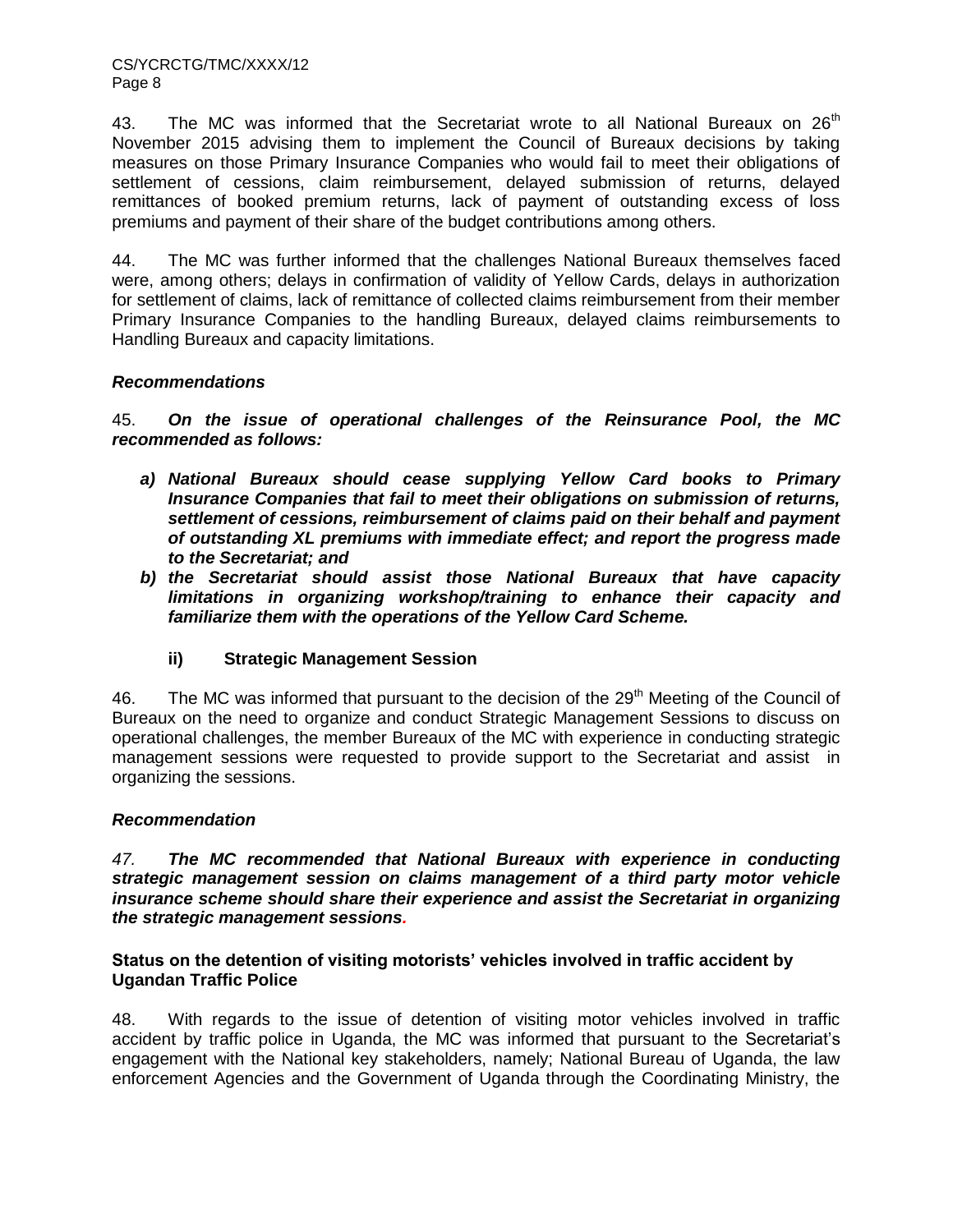43. The MC was informed that the Secretariat wrote to all National Bureaux on 26th November 2015 advising them to implement the Council of Bureaux decisions by taking measures on those Primary Insurance Companies who would fail to meet their obligations of settlement of cessions, claim reimbursement, delayed submission of returns, delayed remittances of booked premium returns, lack of payment of outstanding excess of loss premiums and payment of their share of the budget contributions among others.

44. The MC was further informed that the challenges National Bureaux themselves faced were, among others; delays in confirmation of validity of Yellow Cards, delays in authorization for settlement of claims, lack of remittance of collected claims reimbursement from their member Primary Insurance Companies to the handling Bureaux, delayed claims reimbursements to Handling Bureaux and capacity limitations.

***Recommendations***

45. ***On the issue of operational challenges of the Reinsurance Pool, the MC recommended as follows:***

- ***a) National Bureaux should cease supplying Yellow Card books to Primary Insurance Companies that fail to meet their obligations on submission of returns, settlement of cessions, reimbursement of claims paid on their behalf and payment of outstanding XL premiums with immediate effect; and report the progress made to the Secretariat; and***
- ***b) the Secretariat should assist those National Bureaux that have capacity limitations in organizing workshop/training to enhance their capacity and familiarize them with the operations of the Yellow Card Scheme.***

**ii) Strategic Management Session**

46. The MC was informed that pursuant to the decision of the 29th Meeting of the Council of Bureaux on the need to organize and conduct Strategic Management Sessions to discuss on operational challenges, the member Bureaux of the MC with experience in conducting strategic management sessions were requested to provide support to the Secretariat and assist in organizing the sessions.

***Recommendation***

*47.* ***The MC recommended that National Bureaux with experience in conducting strategic management session on claims management of a third party motor vehicle insurance scheme should share their experience and assist the Secretariat in organizing the strategic management sessions.***

**Status on the detention of visiting motorists' vehicles involved in traffic accident by Ugandan Traffic Police**

48. With regards to the issue of detention of visiting motor vehicles involved in traffic accident by traffic police in Uganda, the MC was informed that pursuant to the Secretariat's engagement with the National key stakeholders, namely; National Bureau of Uganda, the law enforcement Agencies and the Government of Uganda through the Coordinating Ministry, the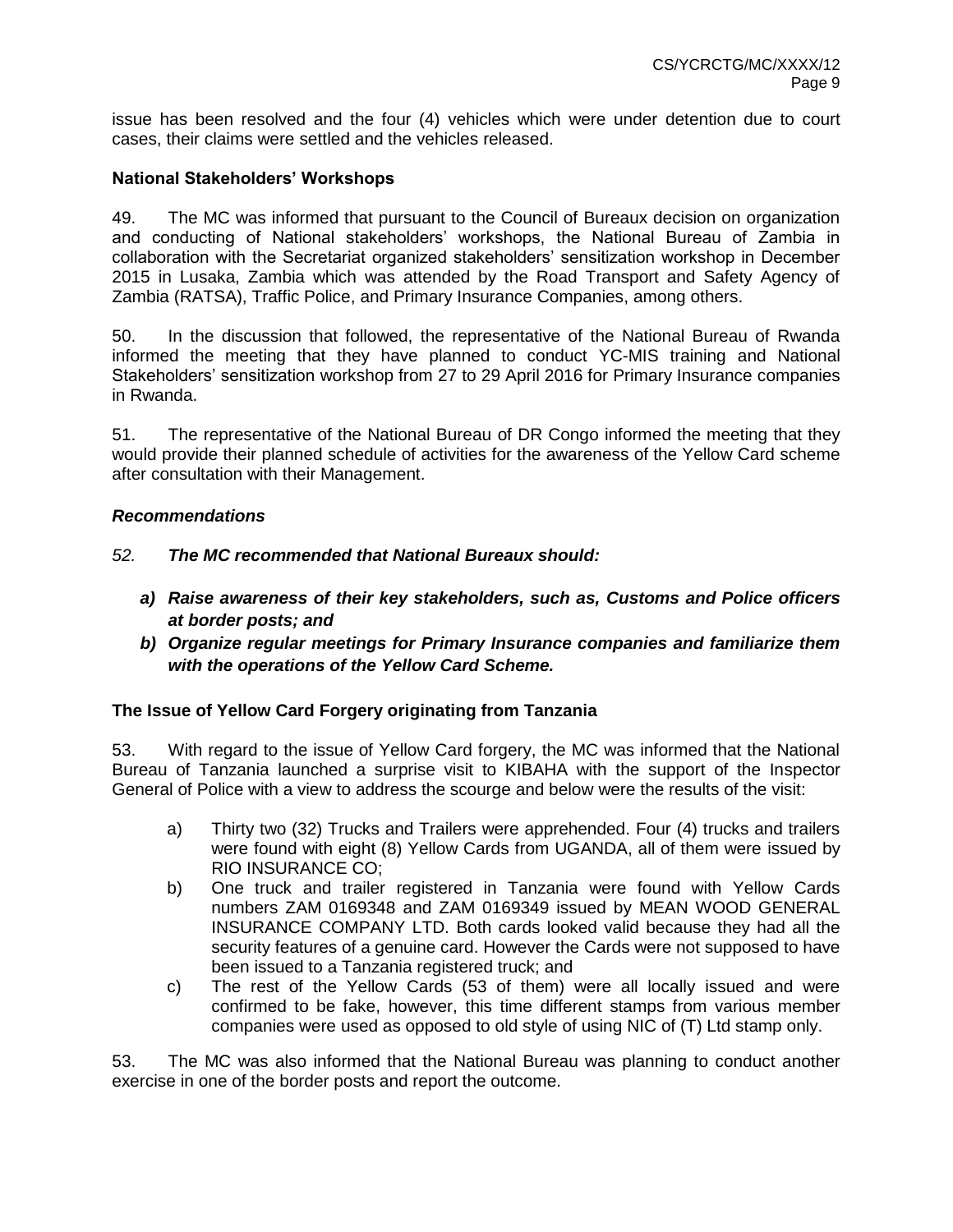issue has been resolved and the four (4) vehicles which were under detention due to court cases, their claims were settled and the vehicles released.

**National Stakeholders' Workshops**

49. The MC was informed that pursuant to the Council of Bureaux decision on organization and conducting of National stakeholders' workshops, the National Bureau of Zambia in collaboration with the Secretariat organized stakeholders' sensitization workshop in December 2015 in Lusaka, Zambia which was attended by the Road Transport and Safety Agency of Zambia (RATSA), Traffic Police, and Primary Insurance Companies, among others.

50. In the discussion that followed, the representative of the National Bureau of Rwanda informed the meeting that they have planned to conduct YC-MIS training and National Stakeholders' sensitization workshop from 27 to 29 April 2016 for Primary Insurance companies in Rwanda.

51. The representative of the National Bureau of DR Congo informed the meeting that they would provide their planned schedule of activities for the awareness of the Yellow Card scheme after consultation with their Management.

***Recommendations***

*52.* ***The MC recommended that National Bureaux should:***

***a) Raise awareness of their key stakeholders, such as, Customs and Police officers at border posts; and***

***b) Organize regular meetings for Primary Insurance companies and familiarize them with the operations of the Yellow Card Scheme.***

**The Issue of Yellow Card Forgery originating from Tanzania**

53. With regard to the issue of Yellow Card forgery, the MC was informed that the National Bureau of Tanzania launched a surprise visit to KIBAHA with the support of the Inspector General of Police with a view to address the scourge and below were the results of the visit:

a) Thirty two (32) Trucks and Trailers were apprehended. Four (4) trucks and trailers were found with eight (8) Yellow Cards from UGANDA, all of them were issued by RIO INSURANCE CO;

b) One truck and trailer registered in Tanzania were found with Yellow Cards numbers ZAM 0169348 and ZAM 0169349 issued by MEAN WOOD GENERAL INSURANCE COMPANY LTD. Both cards looked valid because they had all the security features of a genuine card. However the Cards were not supposed to have been issued to a Tanzania registered truck; and

c) The rest of the Yellow Cards (53 of them) were all locally issued and were confirmed to be fake, however, this time different stamps from various member companies were used as opposed to old style of using NIC of (T) Ltd stamp only.

53. The MC was also informed that the National Bureau was planning to conduct another exercise in one of the border posts and report the outcome.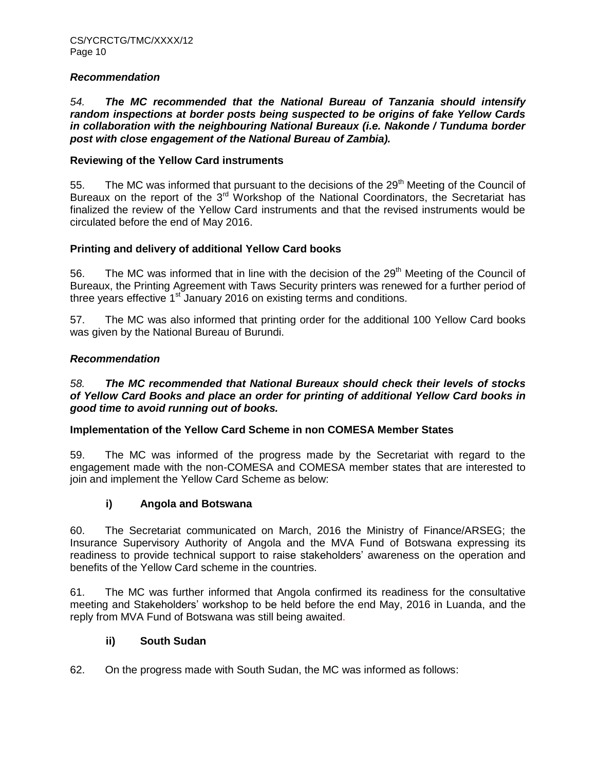### *Recommendation*

*54.* ***The MC recommended that the National Bureau of Tanzania should intensify random inspections at border posts being suspected to be origins of fake Yellow Cards in collaboration with the neighbouring National Bureaux (i.e. Nakonde / Tunduma border post with close engagement of the National Bureau of Zambia).***

### Reviewing of the Yellow Card instruments

55. The MC was informed that pursuant to the decisions of the 29th Meeting of the Council of Bureaux on the report of the 3rd Workshop of the National Coordinators, the Secretariat has finalized the review of the Yellow Card instruments and that the revised instruments would be circulated before the end of May 2016.

### Printing and delivery of additional Yellow Card books

56. The MC was informed that in line with the decision of the 29th Meeting of the Council of Bureaux, the Printing Agreement with Taws Security printers was renewed for a further period of three years effective 1st January 2016 on existing terms and conditions.

57. The MC was also informed that printing order for the additional 100 Yellow Card books was given by the National Bureau of Burundi.

### *Recommendation*

*58.* ***The MC recommended that National Bureaux should check their levels of stocks of Yellow Card Books and place an order for printing of additional Yellow Card books in good time to avoid running out of books.***

### Implementation of the Yellow Card Scheme in non COMESA Member States

59. The MC was informed of the progress made by the Secretariat with regard to the engagement made with the non-COMESA and COMESA member states that are interested to join and implement the Yellow Card Scheme as below:

#### i) Angola and Botswana

60. The Secretariat communicated on March, 2016 the Ministry of Finance/ARSEG; the Insurance Supervisory Authority of Angola and the MVA Fund of Botswana expressing its readiness to provide technical support to raise stakeholders' awareness on the operation and benefits of the Yellow Card scheme in the countries.

61. The MC was further informed that Angola confirmed its readiness for the consultative meeting and Stakeholders' workshop to be held before the end May, 2016 in Luanda, and the reply from MVA Fund of Botswana was still being awaited.

#### ii) South Sudan

62. On the progress made with South Sudan, the MC was informed as follows: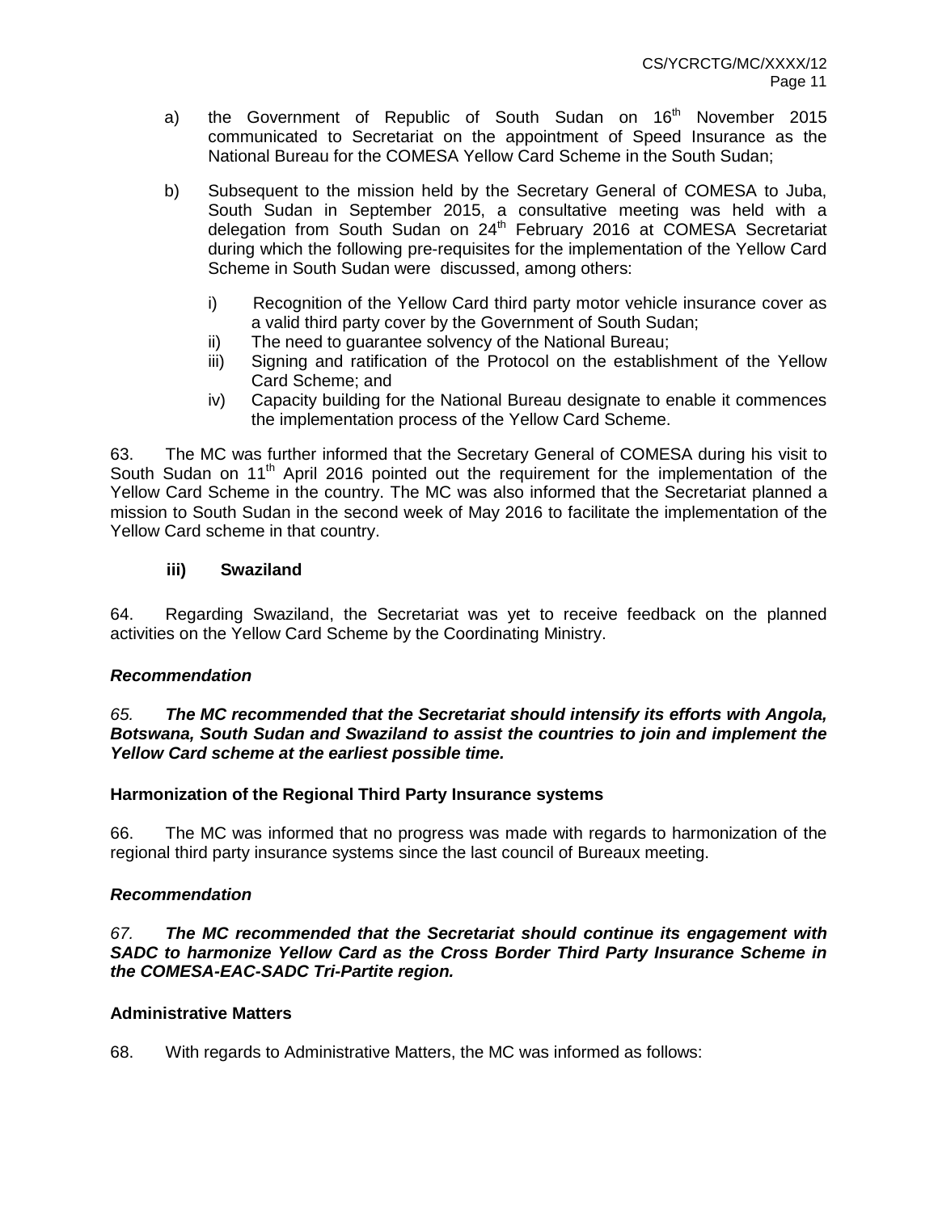a) the Government of Republic of South Sudan on 16th November 2015 communicated to Secretariat on the appointment of Speed Insurance as the National Bureau for the COMESA Yellow Card Scheme in the South Sudan;

b) Subsequent to the mission held by the Secretary General of COMESA to Juba, South Sudan in September 2015, a consultative meeting was held with a delegation from South Sudan on 24th February 2016 at COMESA Secretariat during which the following pre-requisites for the implementation of the Yellow Card Scheme in South Sudan were discussed, among others:

   i) Recognition of the Yellow Card third party motor vehicle insurance cover as a valid third party cover by the Government of South Sudan;
   ii) The need to guarantee solvency of the National Bureau;
   iii) Signing and ratification of the Protocol on the establishment of the Yellow Card Scheme; and
   iv) Capacity building for the National Bureau designate to enable it commences the implementation process of the Yellow Card Scheme.

63. The MC was further informed that the Secretary General of COMESA during his visit to South Sudan on 11th April 2016 pointed out the requirement for the implementation of the Yellow Card Scheme in the country. The MC was also informed that the Secretariat planned a mission to South Sudan in the second week of May 2016 to facilitate the implementation of the Yellow Card scheme in that country.

**iii) Swaziland**

64. Regarding Swaziland, the Secretariat was yet to receive feedback on the planned activities on the Yellow Card Scheme by the Coordinating Ministry.

***Recommendation***

*65.* ***The MC recommended that the Secretariat should intensify its efforts with Angola, Botswana, South Sudan and Swaziland to assist the countries to join and implement the Yellow Card scheme at the earliest possible time.***

**Harmonization of the Regional Third Party Insurance systems**

66. The MC was informed that no progress was made with regards to harmonization of the regional third party insurance systems since the last council of Bureaux meeting.

***Recommendation***

*67.* ***The MC recommended that the Secretariat should continue its engagement with SADC to harmonize Yellow Card as the Cross Border Third Party Insurance Scheme in the COMESA-EAC-SADC Tri-Partite region.***

**Administrative Matters**

68. With regards to Administrative Matters, the MC was informed as follows: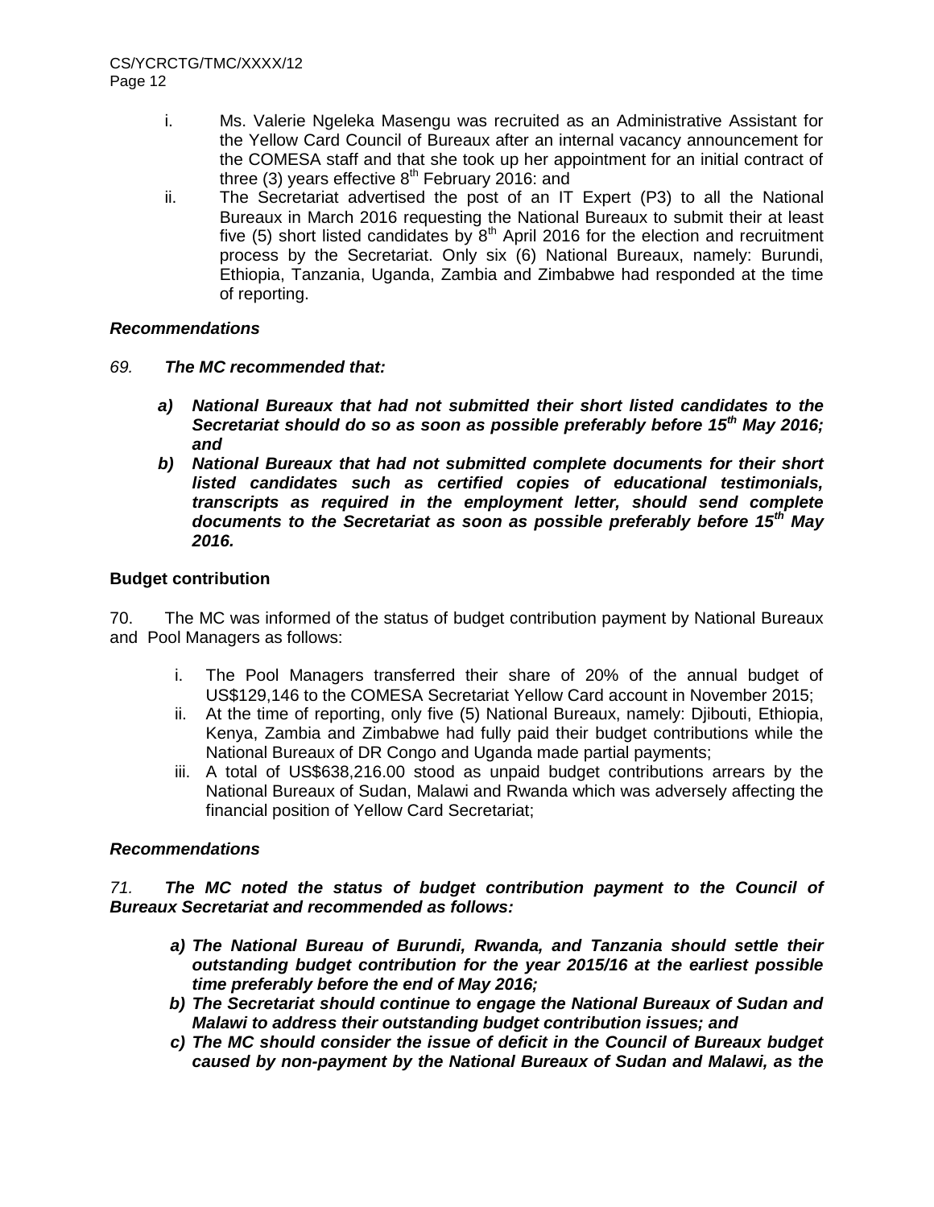i. Ms. Valerie Ngeleka Masengu was recruited as an Administrative Assistant for the Yellow Card Council of Bureaux after an internal vacancy announcement for the COMESA staff and that she took up her appointment for an initial contract of three (3) years effective 8th February 2016: and
ii. The Secretariat advertised the post of an IT Expert (P3) to all the National Bureaux in March 2016 requesting the National Bureaux to submit their at least five (5) short listed candidates by 8th April 2016 for the election and recruitment process by the Secretariat. Only six (6) National Bureaux, namely: Burundi, Ethiopia, Tanzania, Uganda, Zambia and Zimbabwe had responded at the time of reporting.

### *Recommendations*

*69.* ***The MC recommended that:***

***a) National Bureaux that had not submitted their short listed candidates to the Secretariat should do so as soon as possible preferably before 15th May 2016; and***

***b) National Bureaux that had not submitted complete documents for their short listed candidates such as certified copies of educational testimonials, transcripts as required in the employment letter, should send complete documents to the Secretariat as soon as possible preferably before 15th May 2016.***

### **Budget contribution**

70. The MC was informed of the status of budget contribution payment by National Bureaux and Pool Managers as follows:

i. The Pool Managers transferred their share of 20% of the annual budget of US$129,146 to the COMESA Secretariat Yellow Card account in November 2015;
ii. At the time of reporting, only five (5) National Bureaux, namely: Djibouti, Ethiopia, Kenya, Zambia and Zimbabwe had fully paid their budget contributions while the National Bureaux of DR Congo and Uganda made partial payments;
iii. A total of US$638,216.00 stood as unpaid budget contributions arrears by the National Bureaux of Sudan, Malawi and Rwanda which was adversely affecting the financial position of Yellow Card Secretariat;

### *Recommendations*

*71.* ***The MC noted the status of budget contribution payment to the Council of Bureaux Secretariat and recommended as follows:***

***a) The National Bureau of Burundi, Rwanda, and Tanzania should settle their outstanding budget contribution for the year 2015/16 at the earliest possible time preferably before the end of May 2016;***

***b) The Secretariat should continue to engage the National Bureaux of Sudan and Malawi to address their outstanding budget contribution issues; and***

***c) The MC should consider the issue of deficit in the Council of Bureaux budget caused by non-payment by the National Bureaux of Sudan and Malawi, as the***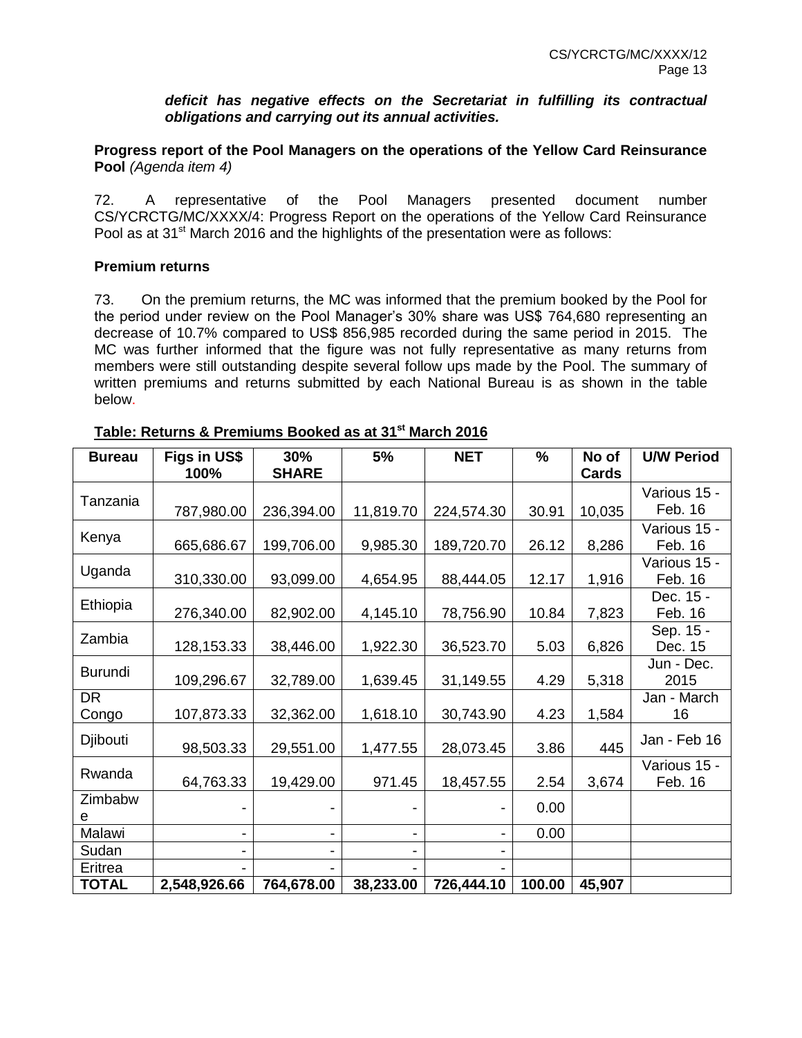***deficit has negative effects on the Secretariat in fulfilling its contractual obligations and carrying out its annual activities.***

**Progress report of the Pool Managers on the operations of the Yellow Card Reinsurance Pool** *(Agenda item 4)*

72. A representative of the Pool Managers presented document number CS/YCRCTG/MC/XXXX/4: Progress Report on the operations of the Yellow Card Reinsurance Pool as at 31st March 2016 and the highlights of the presentation were as follows:

**Premium returns**

73. On the premium returns, the MC was informed that the premium booked by the Pool for the period under review on the Pool Manager's 30% share was US$ 764,680 representing an decrease of 10.7% compared to US$ 856,985 recorded during the same period in 2015. The MC was further informed that the figure was not fully representative as many returns from members were still outstanding despite several follow ups made by the Pool. The summary of written premiums and returns submitted by each National Bureau is as shown in the table below.

**Table: Returns & Premiums Booked as at 31st March 2016**

| Bureau | Figs in US$ 100% | 30% SHARE | 5% | NET | % | No of Cards | U/W Period |
|---|---|---|---|---|---|---|---|
| Tanzania | 787,980.00 | 236,394.00 | 11,819.70 | 224,574.30 | 30.91 | 10,035 | Various 15 - Feb. 16 |
| Kenya | 665,686.67 | 199,706.00 | 9,985.30 | 189,720.70 | 26.12 | 8,286 | Various 15 - Feb. 16 |
| Uganda | 310,330.00 | 93,099.00 | 4,654.95 | 88,444.05 | 12.17 | 1,916 | Various 15 - Feb. 16 |
| Ethiopia | 276,340.00 | 82,902.00 | 4,145.10 | 78,756.90 | 10.84 | 7,823 | Dec. 15 - Feb. 16 |
| Zambia | 128,153.33 | 38,446.00 | 1,922.30 | 36,523.70 | 5.03 | 6,826 | Sep. 15 - Dec. 15 |
| Burundi | 109,296.67 | 32,789.00 | 1,639.45 | 31,149.55 | 4.29 | 5,318 | Jun - Dec. 2015 |
| DR Congo | 107,873.33 | 32,362.00 | 1,618.10 | 30,743.90 | 4.23 | 1,584 | Jan - March 16 |
| Djibouti | 98,503.33 | 29,551.00 | 1,477.55 | 28,073.45 | 3.86 | 445 | Jan - Feb 16 |
| Rwanda | 64,763.33 | 19,429.00 | 971.45 | 18,457.55 | 2.54 | 3,674 | Various 15 - Feb. 16 |
| Zimbabwe | - | - | - | - | 0.00 | | |
| Malawi | - | - | - | - | 0.00 | | |
| Sudan | - | - | - | - | | | |
| Eritrea | - | - | - | - | | | |
| **TOTAL** | **2,548,926.66** | **764,678.00** | **38,233.00** | **726,444.10** | **100.00** | **45,907** | |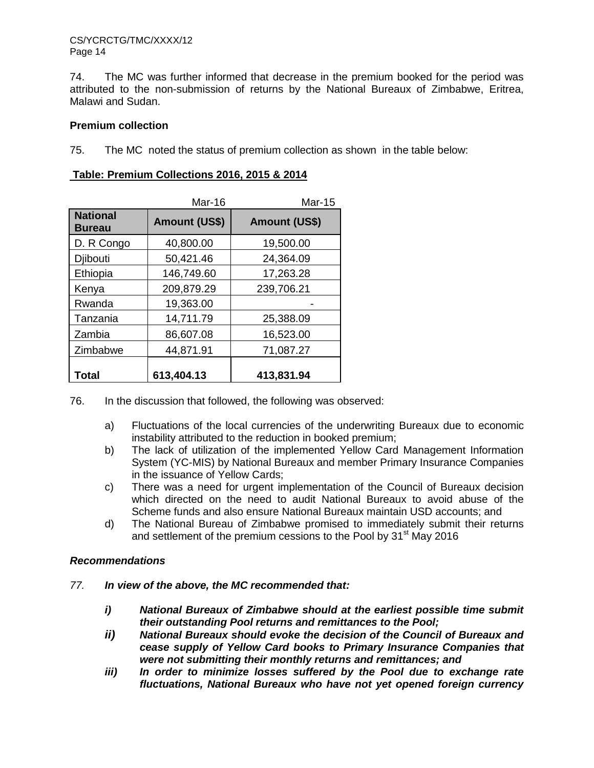74. The MC was further informed that decrease in the premium booked for the period was attributed to the non-submission of returns by the National Bureaux of Zimbabwe, Eritrea, Malawi and Sudan.

**Premium collection**

75. The MC noted the status of premium collection as shown in the table below:

**Table: Premium Collections 2016, 2015 & 2014**

| | Mar-16 | Mar-15 |
|---|---|---|
| **National Bureau** | **Amount (US$)** | **Amount (US$)** |
| D. R Congo | 40,800.00 | 19,500.00 |
| Djibouti | 50,421.46 | 24,364.09 |
| Ethiopia | 146,749.60 | 17,263.28 |
| Kenya | 209,879.29 | 239,706.21 |
| Rwanda | 19,363.00 | - |
| Tanzania | 14,711.79 | 25,388.09 |
| Zambia | 86,607.08 | 16,523.00 |
| Zimbabwe | 44,871.91 | 71,087.27 |
| **Total** | **613,404.13** | **413,831.94** |

76. In the discussion that followed, the following was observed:

a) Fluctuations of the local currencies of the underwriting Bureaux due to economic instability attributed to the reduction in booked premium;

b) The lack of utilization of the implemented Yellow Card Management Information System (YC-MIS) by National Bureaux and member Primary Insurance Companies in the issuance of Yellow Cards;

c) There was a need for urgent implementation of the Council of Bureaux decision which directed on the need to audit National Bureaux to avoid abuse of the Scheme funds and also ensure National Bureaux maintain USD accounts; and

d) The National Bureau of Zimbabwe promised to immediately submit their returns and settlement of the premium cessions to the Pool by 31st May 2016

***Recommendations***

*77.* ***In view of the above, the MC recommended that:***

***i) National Bureaux of Zimbabwe should at the earliest possible time submit their outstanding Pool returns and remittances to the Pool;***

***ii) National Bureaux should evoke the decision of the Council of Bureaux and cease supply of Yellow Card books to Primary Insurance Companies that were not submitting their monthly returns and remittances; and***

***iii) In order to minimize losses suffered by the Pool due to exchange rate fluctuations, National Bureaux who have not yet opened foreign currency***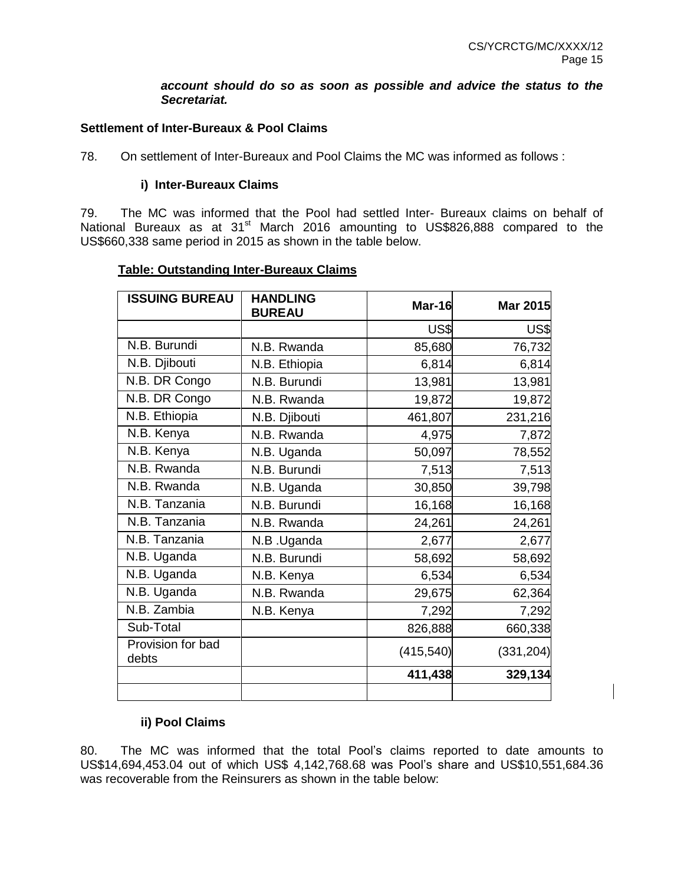***account should do so as soon as possible and advice the status to the Secretariat.***

### Settlement of Inter-Bureaux & Pool Claims

78. On settlement of Inter-Bureaux and Pool Claims the MC was informed as follows :

#### i) Inter-Bureaux Claims

79. The MC was informed that the Pool had settled Inter- Bureaux claims on behalf of National Bureaux as at 31st March 2016 amounting to US$826,888 compared to the US$660,338 same period in 2015 as shown in the table below.

**Table: Outstanding Inter-Bureaux Claims**

| ISSUING BUREAU | HANDLING BUREAU | Mar-16 | Mar 2015 |
|---|---|---|---|
| | | US$ | US$ |
| N.B. Burundi | N.B. Rwanda | 85,680 | 76,732 |
| N.B. Djibouti | N.B. Ethiopia | 6,814 | 6,814 |
| N.B. DR Congo | N.B. Burundi | 13,981 | 13,981 |
| N.B. DR Congo | N.B. Rwanda | 19,872 | 19,872 |
| N.B. Ethiopia | N.B. Djibouti | 461,807 | 231,216 |
| N.B. Kenya | N.B. Rwanda | 4,975 | 7,872 |
| N.B. Kenya | N.B. Uganda | 50,097 | 78,552 |
| N.B. Rwanda | N.B. Burundi | 7,513 | 7,513 |
| N.B. Rwanda | N.B. Uganda | 30,850 | 39,798 |
| N.B. Tanzania | N.B. Burundi | 16,168 | 16,168 |
| N.B. Tanzania | N.B. Rwanda | 24,261 | 24,261 |
| N.B. Tanzania | N.B .Uganda | 2,677 | 2,677 |
| N.B. Uganda | N.B. Burundi | 58,692 | 58,692 |
| N.B. Uganda | N.B. Kenya | 6,534 | 6,534 |
| N.B. Uganda | N.B. Rwanda | 29,675 | 62,364 |
| N.B. Zambia | N.B. Kenya | 7,292 | 7,292 |
| Sub-Total | | 826,888 | 660,338 |
| Provision for bad debts | | (415,540) | (331,204) |
| | | **411,438** | **329,134** |
| | | | |

#### ii) Pool Claims

80. The MC was informed that the total Pool's claims reported to date amounts to US$14,694,453.04 out of which US$ 4,142,768.68 was Pool's share and US$10,551,684.36 was recoverable from the Reinsurers as shown in the table below: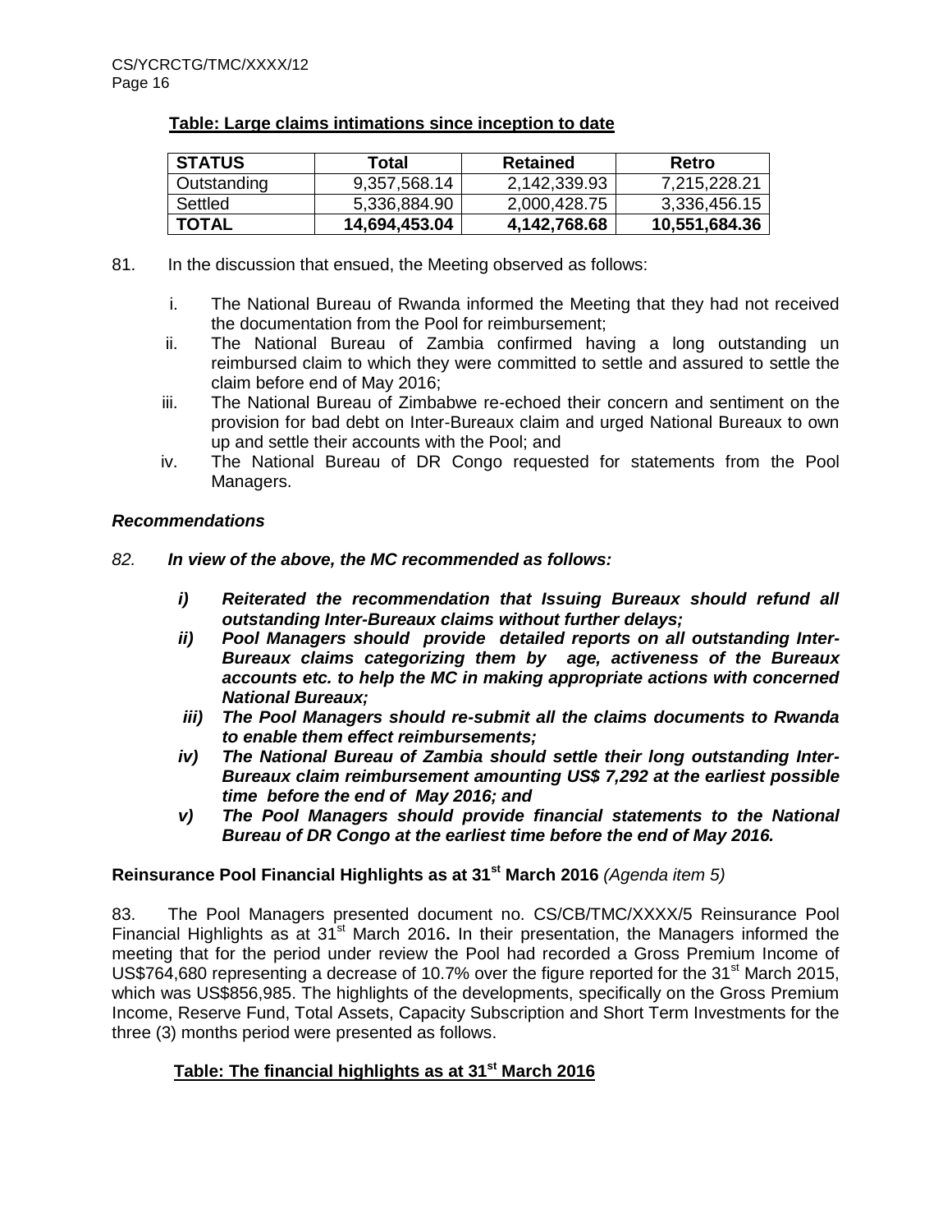**Table: Large claims intimations since inception to date**

| STATUS | Total | Retained | Retro |
|---|---|---|---|
| Outstanding | 9,357,568.14 | 2,142,339.93 | 7,215,228.21 |
| Settled | 5,336,884.90 | 2,000,428.75 | 3,336,456.15 |
| **TOTAL** | **14,694,453.04** | **4,142,768.68** | **10,551,684.36** |

81. In the discussion that ensued, the Meeting observed as follows:

i. The National Bureau of Rwanda informed the Meeting that they had not received the documentation from the Pool for reimbursement;

ii. The National Bureau of Zambia confirmed having a long outstanding un reimbursed claim to which they were committed to settle and assured to settle the claim before end of May 2016;

iii. The National Bureau of Zimbabwe re-echoed their concern and sentiment on the provision for bad debt on Inter-Bureaux claim and urged National Bureaux to own up and settle their accounts with the Pool; and

iv. The National Bureau of DR Congo requested for statements from the Pool Managers.

***Recommendations***

*82.* ***In view of the above, the MC recommended as follows:***

***i) Reiterated the recommendation that Issuing Bureaux should refund all outstanding Inter-Bureaux claims without further delays;***

***ii) Pool Managers should provide detailed reports on all outstanding Inter-Bureaux claims categorizing them by age, activeness of the Bureaux accounts etc. to help the MC in making appropriate actions with concerned National Bureaux;***

***iii) The Pool Managers should re-submit all the claims documents to Rwanda to enable them effect reimbursements;***

***iv) The National Bureau of Zambia should settle their long outstanding Inter-Bureaux claim reimbursement amounting US$ 7,292 at the earliest possible time before the end of May 2016; and***

***v) The Pool Managers should provide financial statements to the National Bureau of DR Congo at the earliest time before the end of May 2016.***

**Reinsurance Pool Financial Highlights as at 31st March 2016** *(Agenda item 5)*

83. The Pool Managers presented document no. CS/CB/TMC/XXXX/5 Reinsurance Pool Financial Highlights as at 31st March 2016**.** In their presentation, the Managers informed the meeting that for the period under review the Pool had recorded a Gross Premium Income of US$764,680 representing a decrease of 10.7% over the figure reported for the 31st March 2015, which was US$856,985. The highlights of the developments, specifically on the Gross Premium Income, Reserve Fund, Total Assets, Capacity Subscription and Short Term Investments for the three (3) months period were presented as follows.

**Table: The financial highlights as at 31st March 2016**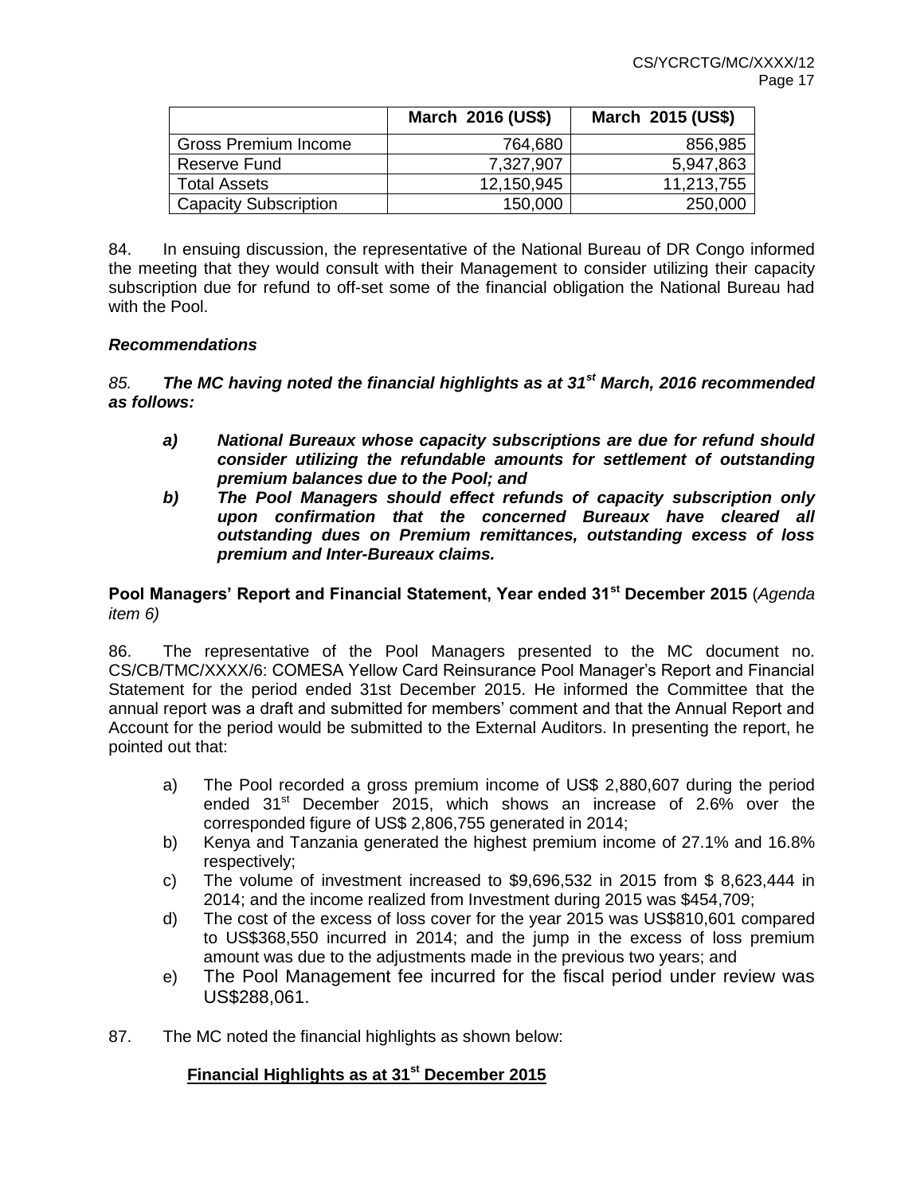|  | March 2016 (US$) | March 2015 (US$) |
| --- | --- | --- |
| Gross Premium Income | 764,680 | 856,985 |
| Reserve Fund | 7,327,907 | 5,947,863 |
| Total Assets | 12,150,945 | 11,213,755 |
| Capacity Subscription | 150,000 | 250,000 |

84. In ensuing discussion, the representative of the National Bureau of DR Congo informed the meeting that they would consult with their Management to consider utilizing their capacity subscription due for refund to off-set some of the financial obligation the National Bureau had with the Pool.

***Recommendations***

*85.* ***The MC having noted the financial highlights as at 31st March, 2016 recommended as follows:***

- ***a) National Bureaux whose capacity subscriptions are due for refund should consider utilizing the refundable amounts for settlement of outstanding premium balances due to the Pool; and***
- ***b) The Pool Managers should effect refunds of capacity subscription only upon confirmation that the concerned Bureaux have cleared all outstanding dues on Premium remittances, outstanding excess of loss premium and Inter-Bureaux claims.***

**Pool Managers' Report and Financial Statement, Year ended 31st December 2015** (*Agenda item 6)*

86. The representative of the Pool Managers presented to the MC document no. CS/CB/TMC/XXXX/6: COMESA Yellow Card Reinsurance Pool Manager's Report and Financial Statement for the period ended 31st December 2015. He informed the Committee that the annual report was a draft and submitted for members' comment and that the Annual Report and Account for the period would be submitted to the External Auditors. In presenting the report, he pointed out that:

- a) The Pool recorded a gross premium income of US$ 2,880,607 during the period ended 31st December 2015, which shows an increase of 2.6% over the corresponded figure of US$ 2,806,755 generated in 2014;
- b) Kenya and Tanzania generated the highest premium income of 27.1% and 16.8% respectively;
- c) The volume of investment increased to $9,696,532 in 2015 from $ 8,623,444 in 2014; and the income realized from Investment during 2015 was $454,709;
- d) The cost of the excess of loss cover for the year 2015 was US$810,601 compared to US$368,550 incurred in 2014; and the jump in the excess of loss premium amount was due to the adjustments made in the previous two years; and
- e) The Pool Management fee incurred for the fiscal period under review was US$288,061.

87. The MC noted the financial highlights as shown below:

**Financial Highlights as at 31st December 2015**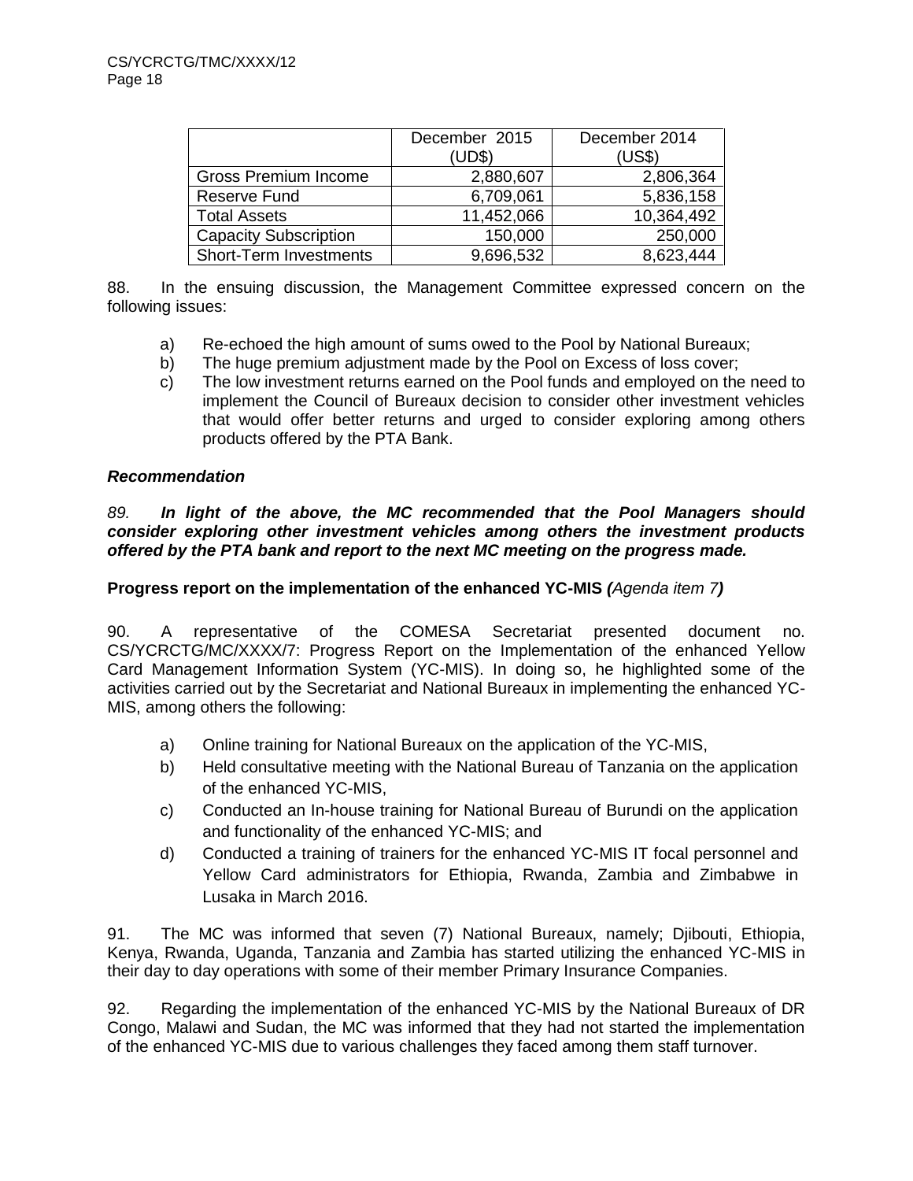| | December 2015 (UD$) | December 2014 (US$) |
|---|---|---|
| Gross Premium Income | 2,880,607 | 2,806,364 |
| Reserve Fund | 6,709,061 | 5,836,158 |
| Total Assets | 11,452,066 | 10,364,492 |
| Capacity Subscription | 150,000 | 250,000 |
| Short-Term Investments | 9,696,532 | 8,623,444 |

88. In the ensuing discussion, the Management Committee expressed concern on the following issues:

a) Re-echoed the high amount of sums owed to the Pool by National Bureaux;
b) The huge premium adjustment made by the Pool on Excess of loss cover;
c) The low investment returns earned on the Pool funds and employed on the need to implement the Council of Bureaux decision to consider other investment vehicles that would offer better returns and urged to consider exploring among others products offered by the PTA Bank.

***Recommendation***

*89.* ***In light of the above, the MC recommended that the Pool Managers should consider exploring other investment vehicles among others the investment products offered by the PTA bank and report to the next MC meeting on the progress made.***

**Progress report on the implementation of the enhanced YC-MIS *(*​*Agenda item 7*​*)***

90. A representative of the COMESA Secretariat presented document no. CS/YCRCTG/MC/XXXX/7: Progress Report on the Implementation of the enhanced Yellow Card Management Information System (YC-MIS). In doing so, he highlighted some of the activities carried out by the Secretariat and National Bureaux in implementing the enhanced YC-MIS, among others the following:

a) Online training for National Bureaux on the application of the YC-MIS,
b) Held consultative meeting with the National Bureau of Tanzania on the application of the enhanced YC-MIS,
c) Conducted an In-house training for National Bureau of Burundi on the application and functionality of the enhanced YC-MIS; and
d) Conducted a training of trainers for the enhanced YC-MIS IT focal personnel and Yellow Card administrators for Ethiopia, Rwanda, Zambia and Zimbabwe in Lusaka in March 2016.

91. The MC was informed that seven (7) National Bureaux, namely; Djibouti, Ethiopia, Kenya, Rwanda, Uganda, Tanzania and Zambia has started utilizing the enhanced YC-MIS in their day to day operations with some of their member Primary Insurance Companies.

92. Regarding the implementation of the enhanced YC-MIS by the National Bureaux of DR Congo, Malawi and Sudan, the MC was informed that they had not started the implementation of the enhanced YC-MIS due to various challenges they faced among them staff turnover.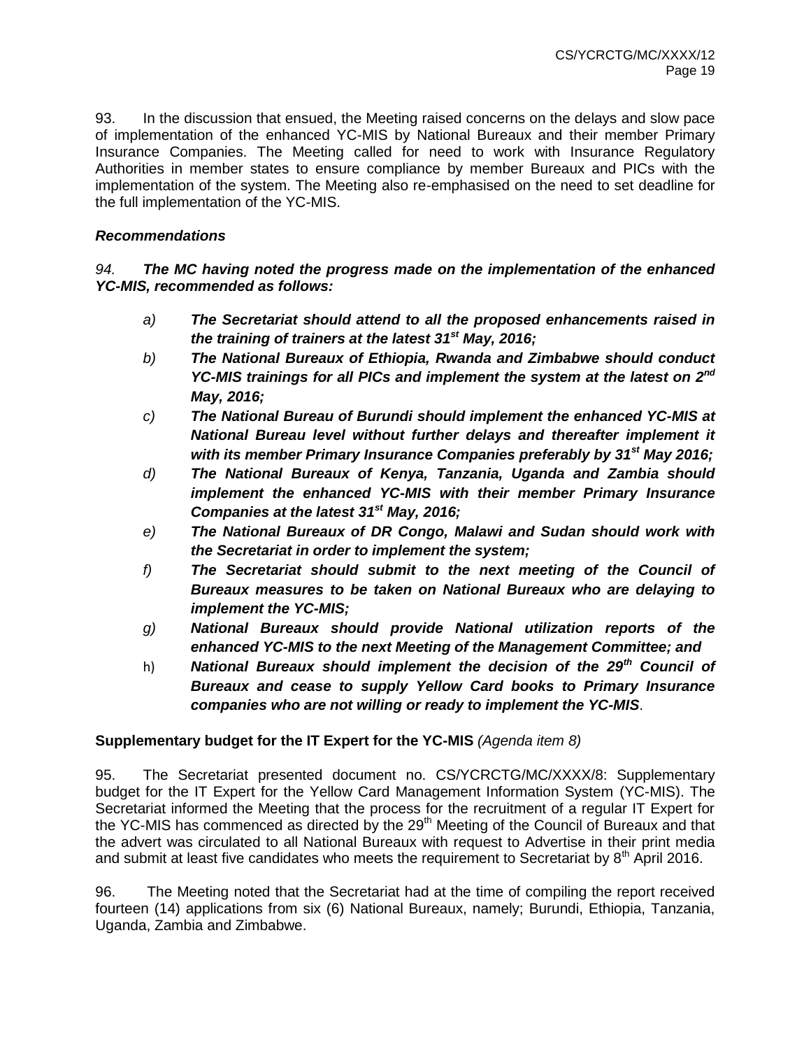93. In the discussion that ensued, the Meeting raised concerns on the delays and slow pace of implementation of the enhanced YC-MIS by National Bureaux and their member Primary Insurance Companies. The Meeting called for need to work with Insurance Regulatory Authorities in member states to ensure compliance by member Bureaux and PICs with the implementation of the system. The Meeting also re-emphasised on the need to set deadline for the full implementation of the YC-MIS.

***Recommendations***

*94.* ***The MC having noted the progress made on the implementation of the enhanced YC-MIS, recommended as follows:***

- *a)* ***The Secretariat should attend to all the proposed enhancements raised in the training of trainers at the latest 31st May, 2016;***
- *b)* ***The National Bureaux of Ethiopia, Rwanda and Zimbabwe should conduct YC-MIS trainings for all PICs and implement the system at the latest on 2nd May, 2016;***
- *c)* ***The National Bureau of Burundi should implement the enhanced YC-MIS at National Bureau level without further delays and thereafter implement it with its member Primary Insurance Companies preferably by 31st May 2016;***
- *d)* ***The National Bureaux of Kenya, Tanzania, Uganda and Zambia should implement the enhanced YC-MIS with their member Primary Insurance Companies at the latest 31st May, 2016;***
- *e)* ***The National Bureaux of DR Congo, Malawi and Sudan should work with the Secretariat in order to implement the system;***
- *f)* ***The Secretariat should submit to the next meeting of the Council of Bureaux measures to be taken on National Bureaux who are delaying to implement the YC-MIS;***
- *g)* ***National Bureaux should provide National utilization reports of the enhanced YC-MIS to the next Meeting of the Management Committee; and***
- h) ***National Bureaux should implement the decision of the 29th Council of Bureaux and cease to supply Yellow Card books to Primary Insurance companies who are not willing or ready to implement the YC-MIS***.

**Supplementary budget for the IT Expert for the YC-MIS** *(Agenda item 8)*

95. The Secretariat presented document no. CS/YCRCTG/MC/XXXX/8: Supplementary budget for the IT Expert for the Yellow Card Management Information System (YC-MIS). The Secretariat informed the Meeting that the process for the recruitment of a regular IT Expert for the YC-MIS has commenced as directed by the 29th Meeting of the Council of Bureaux and that the advert was circulated to all National Bureaux with request to Advertise in their print media and submit at least five candidates who meets the requirement to Secretariat by 8th April 2016.

96. The Meeting noted that the Secretariat had at the time of compiling the report received fourteen (14) applications from six (6) National Bureaux, namely; Burundi, Ethiopia, Tanzania, Uganda, Zambia and Zimbabwe.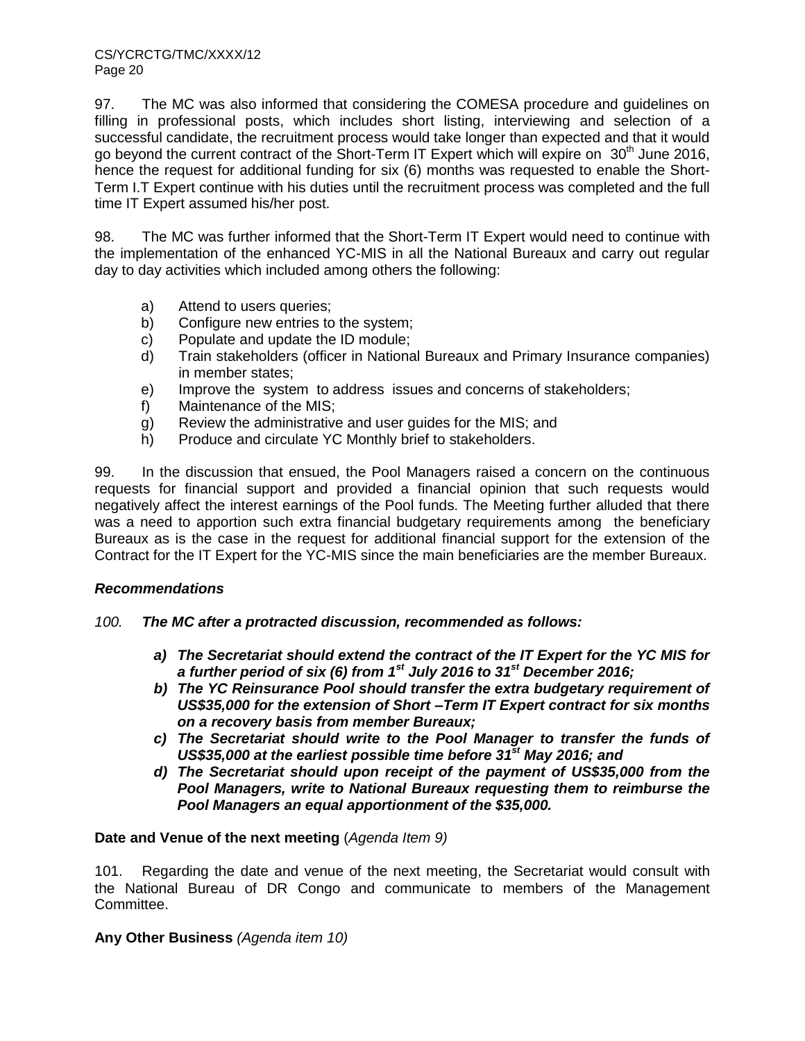97. The MC was also informed that considering the COMESA procedure and guidelines on filling in professional posts, which includes short listing, interviewing and selection of a successful candidate, the recruitment process would take longer than expected and that it would go beyond the current contract of the Short-Term IT Expert which will expire on 30th June 2016, hence the request for additional funding for six (6) months was requested to enable the Short-Term I.T Expert continue with his duties until the recruitment process was completed and the full time IT Expert assumed his/her post.

98. The MC was further informed that the Short-Term IT Expert would need to continue with the implementation of the enhanced YC-MIS in all the National Bureaux and carry out regular day to day activities which included among others the following:

a) Attend to users queries;
b) Configure new entries to the system;
c) Populate and update the ID module;
d) Train stakeholders (officer in National Bureaux and Primary Insurance companies) in member states;
e) Improve the system to address issues and concerns of stakeholders;
f) Maintenance of the MIS;
g) Review the administrative and user guides for the MIS; and
h) Produce and circulate YC Monthly brief to stakeholders.

99. In the discussion that ensued, the Pool Managers raised a concern on the continuous requests for financial support and provided a financial opinion that such requests would negatively affect the interest earnings of the Pool funds. The Meeting further alluded that there was a need to apportion such extra financial budgetary requirements among the beneficiary Bureaux as is the case in the request for additional financial support for the extension of the Contract for the IT Expert for the YC-MIS since the main beneficiaries are the member Bureaux.

***Recommendations***

*100.* ***The MC after a protracted discussion, recommended as follows:***

***a) The Secretariat should extend the contract of the IT Expert for the YC MIS for a further period of six (6) from 1st July 2016 to 31st December 2016;***
***b) The YC Reinsurance Pool should transfer the extra budgetary requirement of US$35,000 for the extension of Short –Term IT Expert contract for six months on a recovery basis from member Bureaux;***
***c) The Secretariat should write to the Pool Manager to transfer the funds of US$35,000 at the earliest possible time before 31st May 2016; and***
***d) The Secretariat should upon receipt of the payment of US$35,000 from the Pool Managers, write to National Bureaux requesting them to reimburse the Pool Managers an equal apportionment of the $35,000.***

**Date and Venue of the next meeting** (*Agenda Item 9)*

101. Regarding the date and venue of the next meeting, the Secretariat would consult with the National Bureau of DR Congo and communicate to members of the Management Committee.

**Any Other Business** *(Agenda item 10)*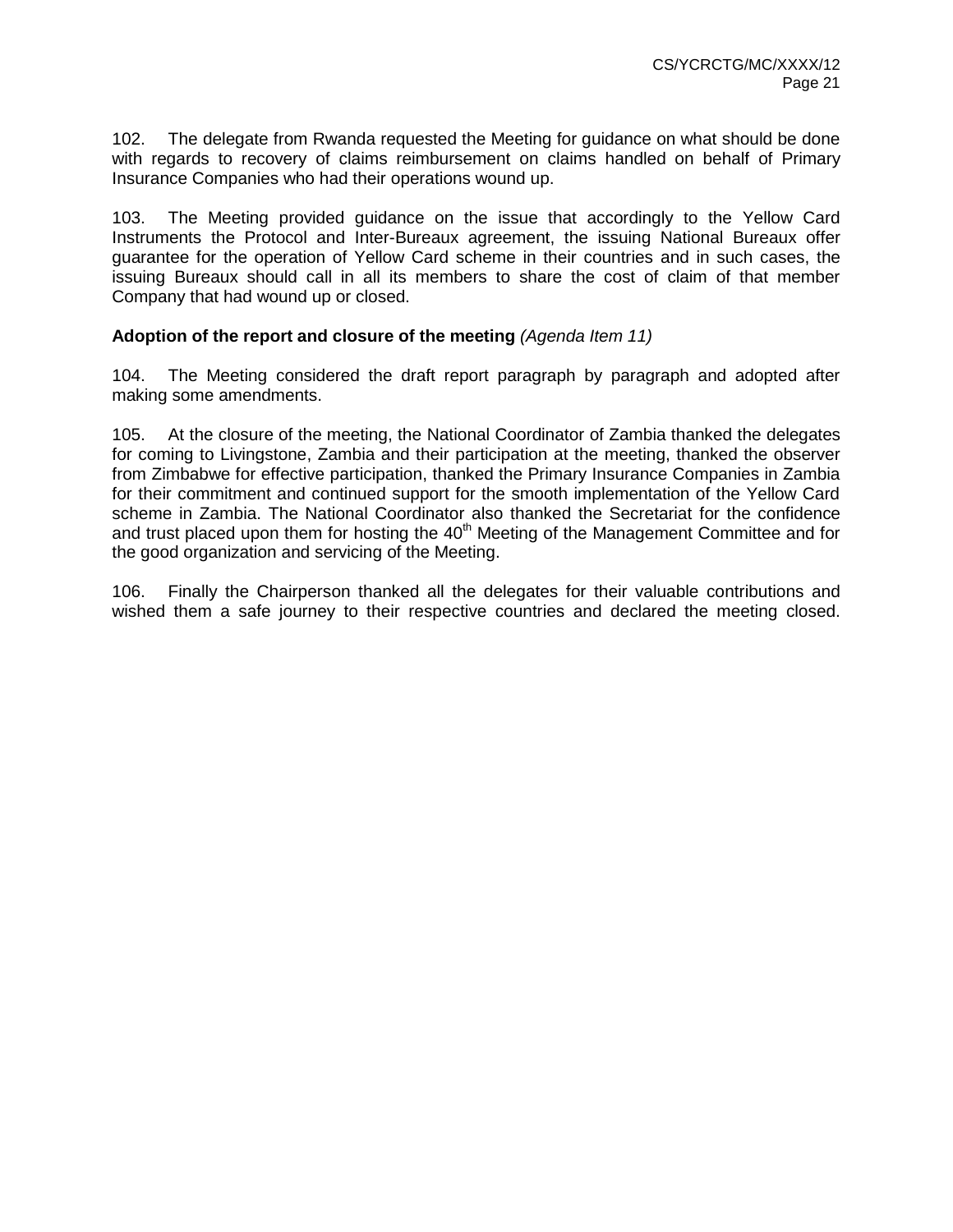102. The delegate from Rwanda requested the Meeting for guidance on what should be done with regards to recovery of claims reimbursement on claims handled on behalf of Primary Insurance Companies who had their operations wound up.

103. The Meeting provided guidance on the issue that accordingly to the Yellow Card Instruments the Protocol and Inter-Bureaux agreement, the issuing National Bureaux offer guarantee for the operation of Yellow Card scheme in their countries and in such cases, the issuing Bureaux should call in all its members to share the cost of claim of that member Company that had wound up or closed.

**Adoption of the report and closure of the meeting** *(Agenda Item 11)*

104. The Meeting considered the draft report paragraph by paragraph and adopted after making some amendments.

105. At the closure of the meeting, the National Coordinator of Zambia thanked the delegates for coming to Livingstone, Zambia and their participation at the meeting, thanked the observer from Zimbabwe for effective participation, thanked the Primary Insurance Companies in Zambia for their commitment and continued support for the smooth implementation of the Yellow Card scheme in Zambia. The National Coordinator also thanked the Secretariat for the confidence and trust placed upon them for hosting the 40th Meeting of the Management Committee and for the good organization and servicing of the Meeting.

106. Finally the Chairperson thanked all the delegates for their valuable contributions and wished them a safe journey to their respective countries and declared the meeting closed.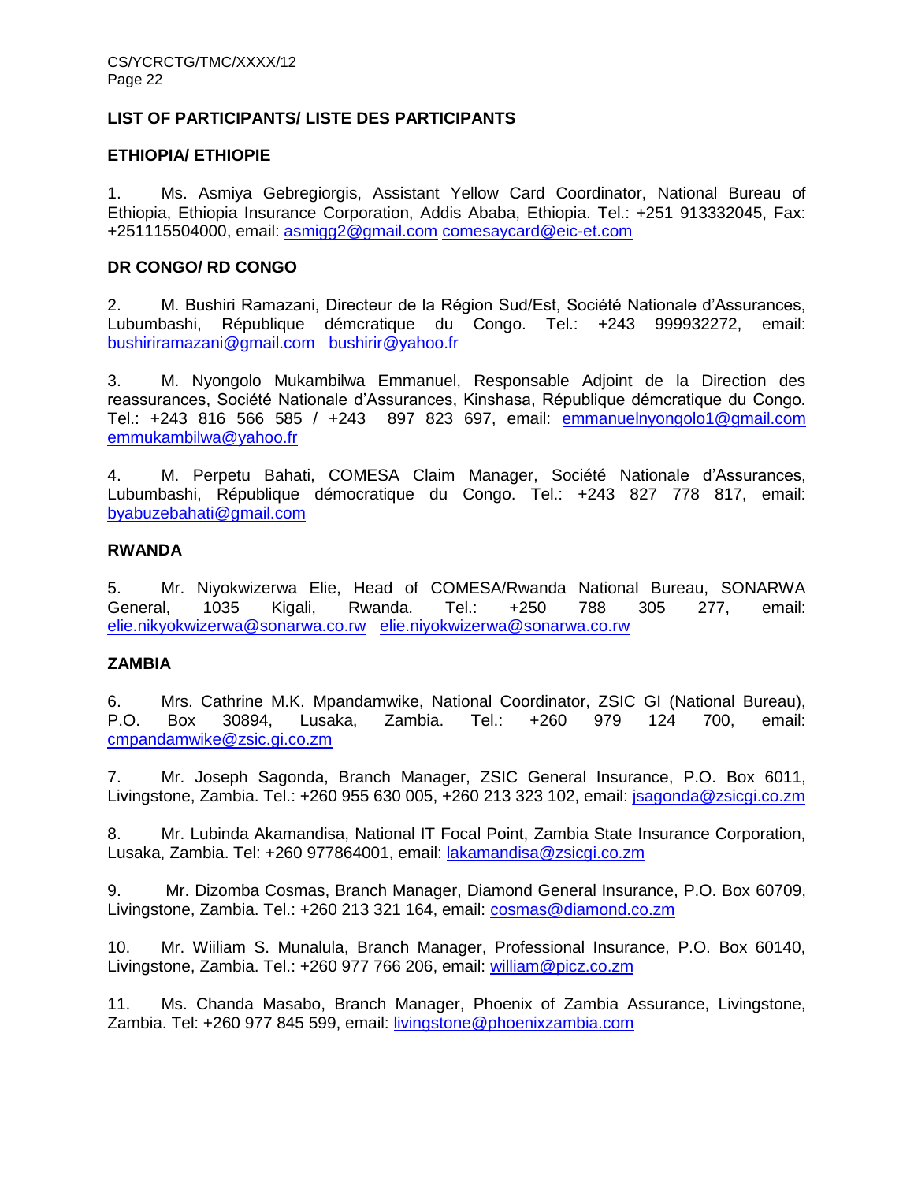**LIST OF PARTICIPANTS/ LISTE DES PARTICIPANTS**

**ETHIOPIA/ ETHIOPIE**

1. Ms. Asmiya Gebregiorgis, Assistant Yellow Card Coordinator, National Bureau of Ethiopia, Ethiopia Insurance Corporation, Addis Ababa, Ethiopia. Tel.: +251 913332045, Fax: +251115504000, email: asmigg2@gmail.com comesaycard@eic-et.com

**DR CONGO/ RD CONGO**

2. M. Bushiri Ramazani, Directeur de la Région Sud/Est, Société Nationale d'Assurances, Lubumbashi, République démcratique du Congo. Tel.: +243 999932272, email: bushiriramazani@gmail.com bushirir@yahoo.fr

3. M. Nyongolo Mukambilwa Emmanuel, Responsable Adjoint de la Direction des reassurances, Société Nationale d'Assurances, Kinshasa, République démcratique du Congo. Tel.: +243 816 566 585 / +243 897 823 697, email: emmanuelnyongolo1@gmail.com emmukambilwa@yahoo.fr

4. M. Perpetu Bahati, COMESA Claim Manager, Société Nationale d'Assurances, Lubumbashi, République démocratique du Congo. Tel.: +243 827 778 817, email: byabuzebahati@gmail.com

**RWANDA**

5. Mr. Niyokwizerwa Elie, Head of COMESA/Rwanda National Bureau, SONARWA General, 1035 Kigali, Rwanda. Tel.: +250 788 305 277, email: elie.nikyokwizerwa@sonarwa.co.rw elie.niyokwizerwa@sonarwa.co.rw

**ZAMBIA**

6. Mrs. Cathrine M.K. Mpandamwike, National Coordinator, ZSIC GI (National Bureau), P.O. Box 30894, Lusaka, Zambia. Tel.: +260 979 124 700, email: cmpandamwike@zsic.gi.co.zm

7. Mr. Joseph Sagonda, Branch Manager, ZSIC General Insurance, P.O. Box 6011, Livingstone, Zambia. Tel.: +260 955 630 005, +260 213 323 102, email: jsagonda@zsicgi.co.zm

8. Mr. Lubinda Akamandisa, National IT Focal Point, Zambia State Insurance Corporation, Lusaka, Zambia. Tel: +260 977864001, email: lakamandisa@zsicgi.co.zm

9. Mr. Dizomba Cosmas, Branch Manager, Diamond General Insurance, P.O. Box 60709, Livingstone, Zambia. Tel.: +260 213 321 164, email: cosmas@diamond.co.zm

10. Mr. Wiiliam S. Munalula, Branch Manager, Professional Insurance, P.O. Box 60140, Livingstone, Zambia. Tel.: +260 977 766 206, email: william@picz.co.zm

11. Ms. Chanda Masabo, Branch Manager, Phoenix of Zambia Assurance, Livingstone, Zambia. Tel: +260 977 845 599, email: livingstone@phoenixzambia.com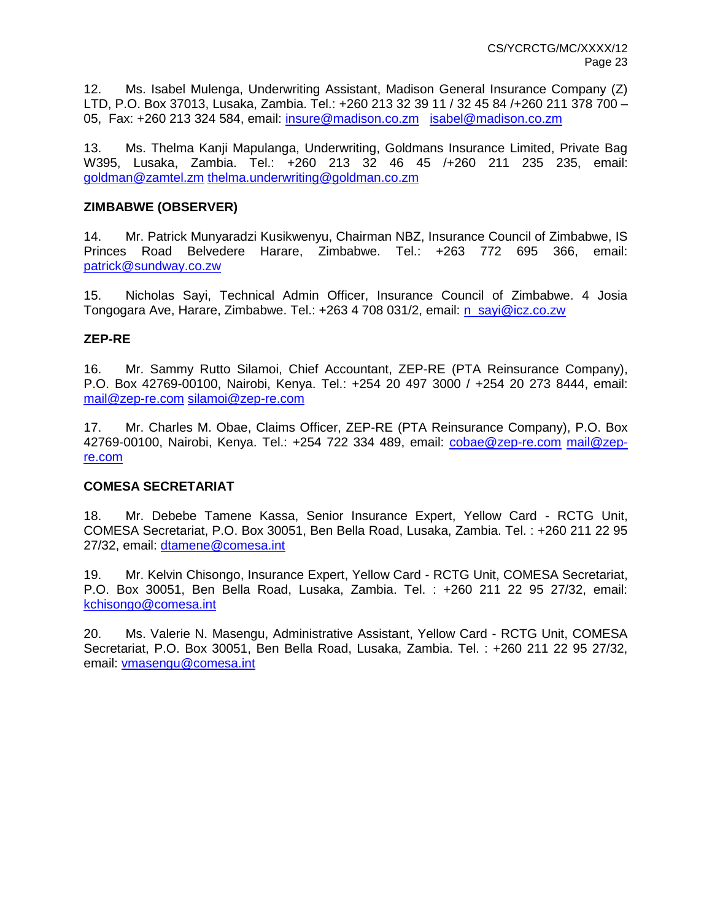12. Ms. Isabel Mulenga, Underwriting Assistant, Madison General Insurance Company (Z) LTD, P.O. Box 37013, Lusaka, Zambia. Tel.: +260 213 32 39 11 / 32 45 84 /+260 211 378 700 – 05, Fax: +260 213 324 584, email: insure@madison.co.zm isabel@madison.co.zm

13. Ms. Thelma Kanji Mapulanga, Underwriting, Goldmans Insurance Limited, Private Bag W395, Lusaka, Zambia. Tel.: +260 213 32 46 45 /+260 211 235 235, email: goldman@zamtel.zm thelma.underwriting@goldman.co.zm

**ZIMBABWE (OBSERVER)**

14. Mr. Patrick Munyaradzi Kusikwenyu, Chairman NBZ, Insurance Council of Zimbabwe, IS Princes Road Belvedere Harare, Zimbabwe. Tel.: +263 772 695 366, email: patrick@sundway.co.zw

15. Nicholas Sayi, Technical Admin Officer, Insurance Council of Zimbabwe. 4 Josia Tongogara Ave, Harare, Zimbabwe. Tel.: +263 4 708 031/2, email: n_sayi@icz.co.zw

**ZEP-RE**

16. Mr. Sammy Rutto Silamoi, Chief Accountant, ZEP-RE (PTA Reinsurance Company), P.O. Box 42769-00100, Nairobi, Kenya. Tel.: +254 20 497 3000 / +254 20 273 8444, email: mail@zep-re.com silamoi@zep-re.com

17. Mr. Charles M. Obae, Claims Officer, ZEP-RE (PTA Reinsurance Company), P.O. Box 42769-00100, Nairobi, Kenya. Tel.: +254 722 334 489, email: cobae@zep-re.com mail@zep-re.com

**COMESA SECRETARIAT**

18. Mr. Debebe Tamene Kassa, Senior Insurance Expert, Yellow Card - RCTG Unit, COMESA Secretariat, P.O. Box 30051, Ben Bella Road, Lusaka, Zambia. Tel. : +260 211 22 95 27/32, email: dtamene@comesa.int

19. Mr. Kelvin Chisongo, Insurance Expert, Yellow Card - RCTG Unit, COMESA Secretariat, P.O. Box 30051, Ben Bella Road, Lusaka, Zambia. Tel. : +260 211 22 95 27/32, email: kchisongo@comesa.int

20. Ms. Valerie N. Masengu, Administrative Assistant, Yellow Card - RCTG Unit, COMESA Secretariat, P.O. Box 30051, Ben Bella Road, Lusaka, Zambia. Tel. : +260 211 22 95 27/32, email: vmasengu@comesa.int